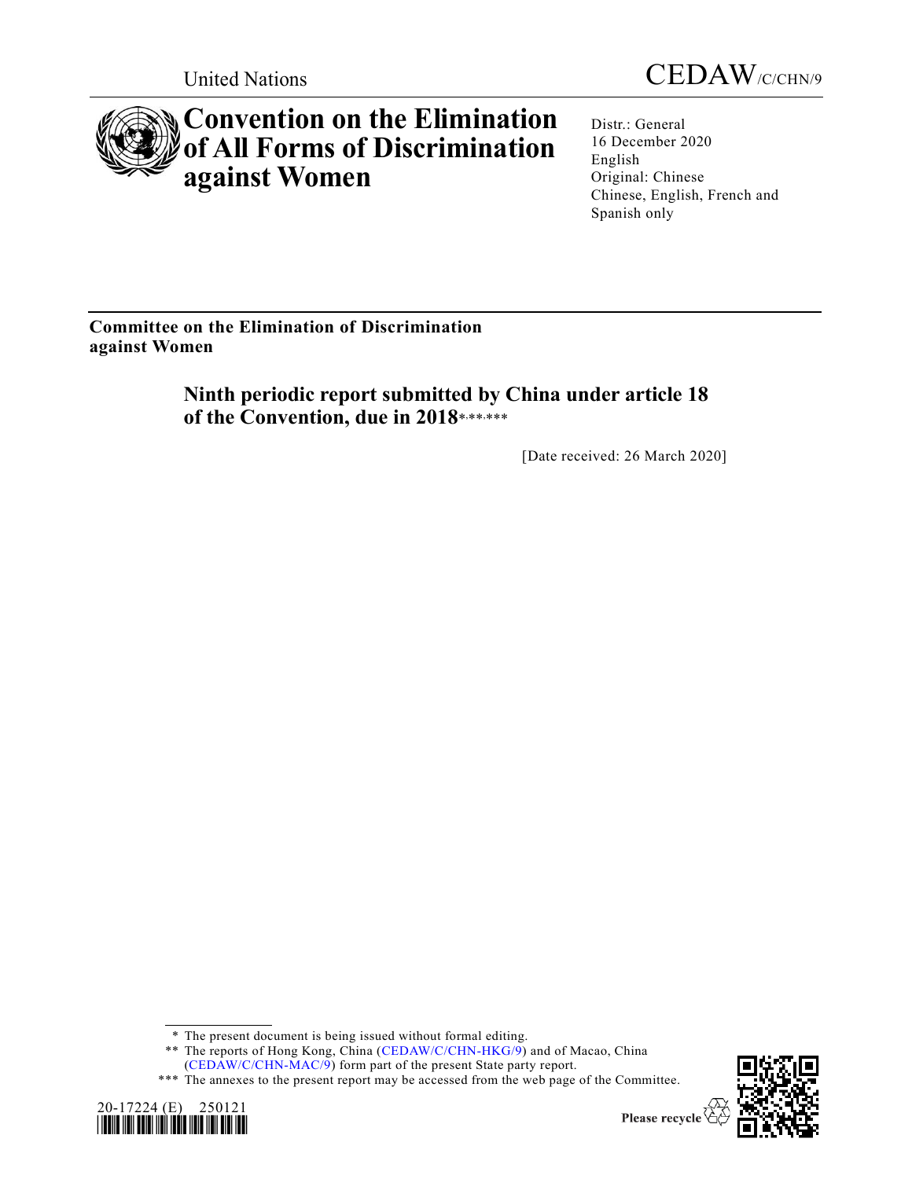United Nations

CEDAW/C/CHN/9

# Convention on the Elimination of All Forms of Discrimination against Women

Distr.: General
16 December 2020
English
Original: Chinese
Chinese, English, French and Spanish only

**Committee on the Elimination of Discrimination against Women**

## Ninth periodic report submitted by China under article 18 of the Convention, due in 2018*,**,***

[Date received: 26 March 2020]

---

\* The present document is being issued without formal editing.

\*\* The reports of Hong Kong, China (CEDAW/C/CHN-HKG/9) and of Macao, China (CEDAW/C/CHN-MAC/9) form part of the present State party report.

\*\*\* The annexes to the present report may be accessed from the web page of the Committee.

20-17224 (E) 250121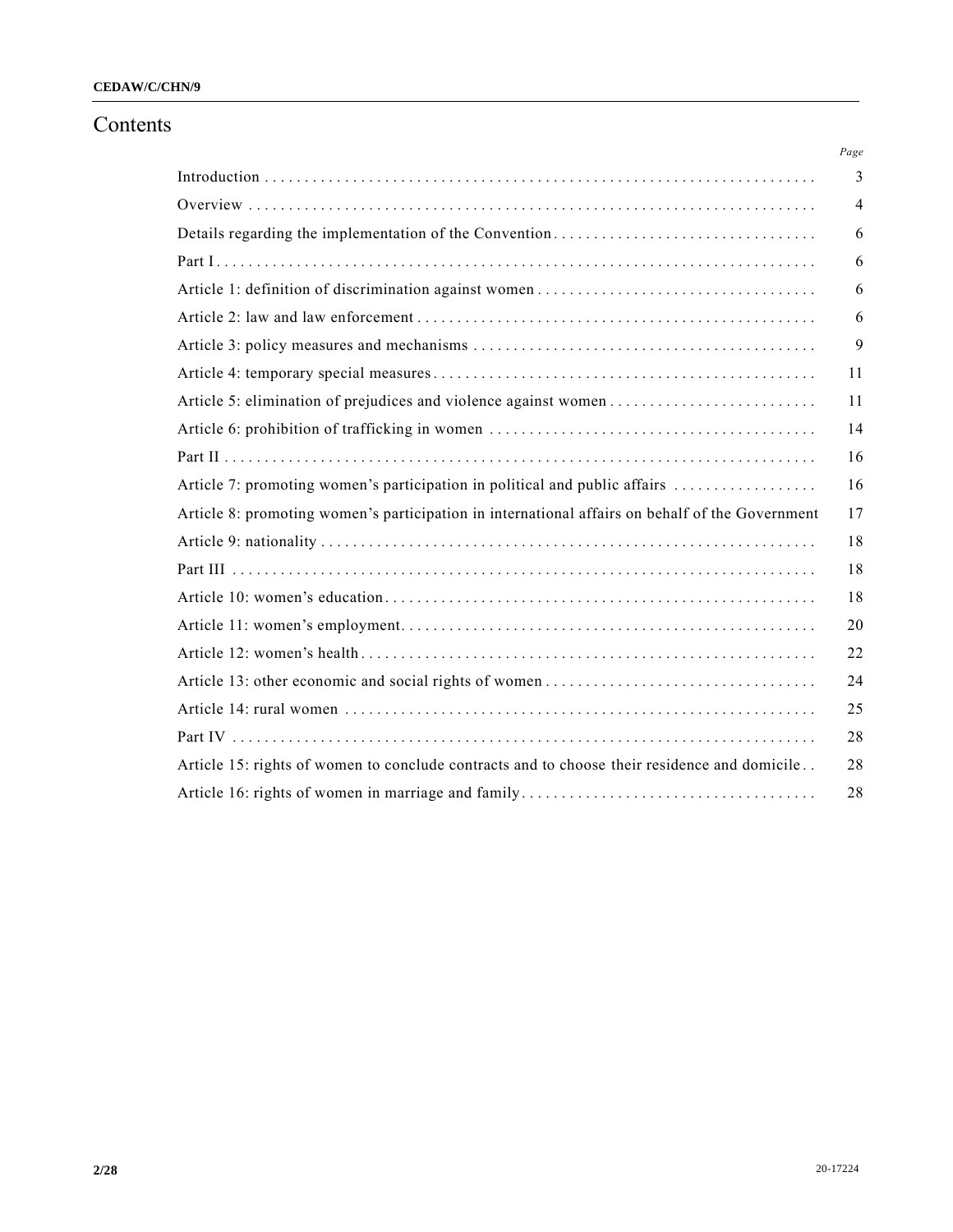# Contents

| | Page |
|---|---|
| Introduction | 3 |
| Overview | 4 |
| Details regarding the implementation of the Convention | 6 |
| Part I | 6 |
| Article 1: definition of discrimination against women | 6 |
| Article 2: law and law enforcement | 6 |
| Article 3: policy measures and mechanisms | 9 |
| Article 4: temporary special measures | 11 |
| Article 5: elimination of prejudices and violence against women | 11 |
| Article 6: prohibition of trafficking in women | 14 |
| Part II | 16 |
| Article 7: promoting women's participation in political and public affairs | 16 |
| Article 8: promoting women's participation in international affairs on behalf of the Government | 17 |
| Article 9: nationality | 18 |
| Part III | 18 |
| Article 10: women's education | 18 |
| Article 11: women's employment | 20 |
| Article 12: women's health | 22 |
| Article 13: other economic and social rights of women | 24 |
| Article 14: rural women | 25 |
| Part IV | 28 |
| Article 15: rights of women to conclude contracts and to choose their residence and domicile | 28 |
| Article 16: rights of women in marriage and family | 28 |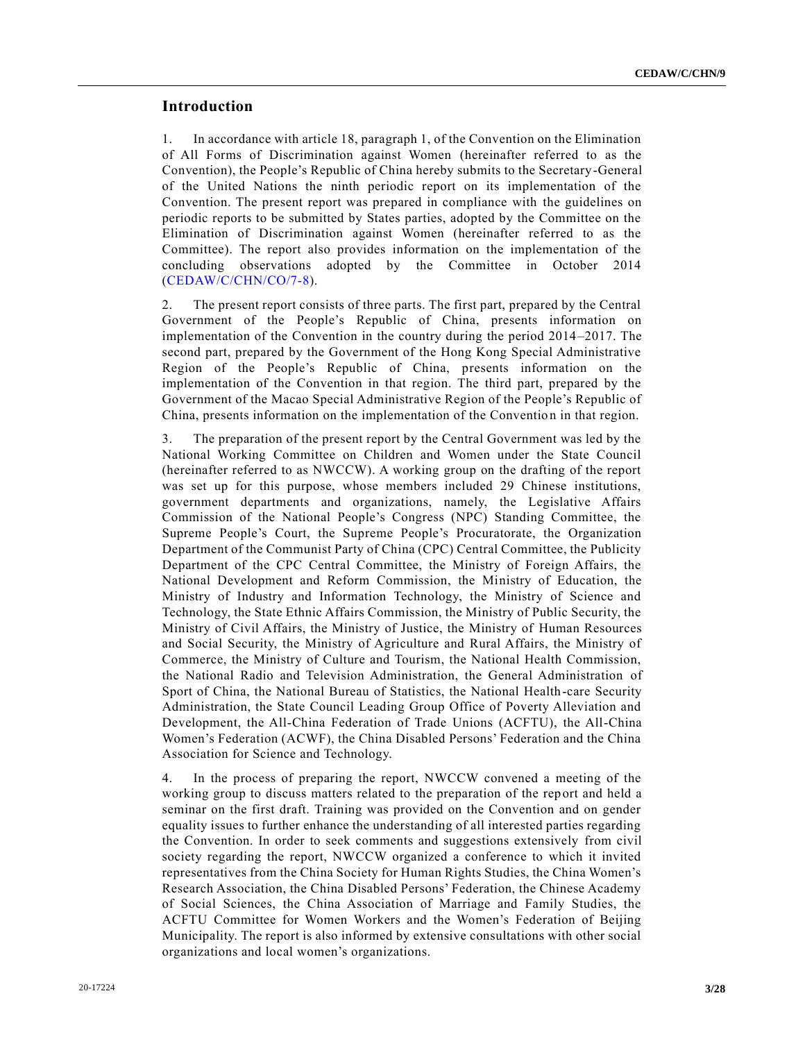## Introduction

1. In accordance with article 18, paragraph 1, of the Convention on the Elimination of All Forms of Discrimination against Women (hereinafter referred to as the Convention), the People's Republic of China hereby submits to the Secretary-General of the United Nations the ninth periodic report on its implementation of the Convention. The present report was prepared in compliance with the guidelines on periodic reports to be submitted by States parties, adopted by the Committee on the Elimination of Discrimination against Women (hereinafter referred to as the Committee). The report also provides information on the implementation of the concluding observations adopted by the Committee in October 2014 (CEDAW/C/CHN/CO/7-8).

2. The present report consists of three parts. The first part, prepared by the Central Government of the People's Republic of China, presents information on implementation of the Convention in the country during the period 2014–2017. The second part, prepared by the Government of the Hong Kong Special Administrative Region of the People's Republic of China, presents information on the implementation of the Convention in that region. The third part, prepared by the Government of the Macao Special Administrative Region of the People's Republic of China, presents information on the implementation of the Convention in that region.

3. The preparation of the present report by the Central Government was led by the National Working Committee on Children and Women under the State Council (hereinafter referred to as NWCCW). A working group on the drafting of the report was set up for this purpose, whose members included 29 Chinese institutions, government departments and organizations, namely, the Legislative Affairs Commission of the National People's Congress (NPC) Standing Committee, the Supreme People's Court, the Supreme People's Procuratorate, the Organization Department of the Communist Party of China (CPC) Central Committee, the Publicity Department of the CPC Central Committee, the Ministry of Foreign Affairs, the National Development and Reform Commission, the Ministry of Education, the Ministry of Industry and Information Technology, the Ministry of Science and Technology, the State Ethnic Affairs Commission, the Ministry of Public Security, the Ministry of Civil Affairs, the Ministry of Justice, the Ministry of Human Resources and Social Security, the Ministry of Agriculture and Rural Affairs, the Ministry of Commerce, the Ministry of Culture and Tourism, the National Health Commission, the National Radio and Television Administration, the General Administration of Sport of China, the National Bureau of Statistics, the National Health-care Security Administration, the State Council Leading Group Office of Poverty Alleviation and Development, the All-China Federation of Trade Unions (ACFTU), the All-China Women's Federation (ACWF), the China Disabled Persons' Federation and the China Association for Science and Technology.

4. In the process of preparing the report, NWCCW convened a meeting of the working group to discuss matters related to the preparation of the report and held a seminar on the first draft. Training was provided on the Convention and on gender equality issues to further enhance the understanding of all interested parties regarding the Convention. In order to seek comments and suggestions extensively from civil society regarding the report, NWCCW organized a conference to which it invited representatives from the China Society for Human Rights Studies, the China Women's Research Association, the China Disabled Persons' Federation, the Chinese Academy of Social Sciences, the China Association of Marriage and Family Studies, the ACFTU Committee for Women Workers and the Women's Federation of Beijing Municipality. The report is also informed by extensive consultations with other social organizations and local women's organizations.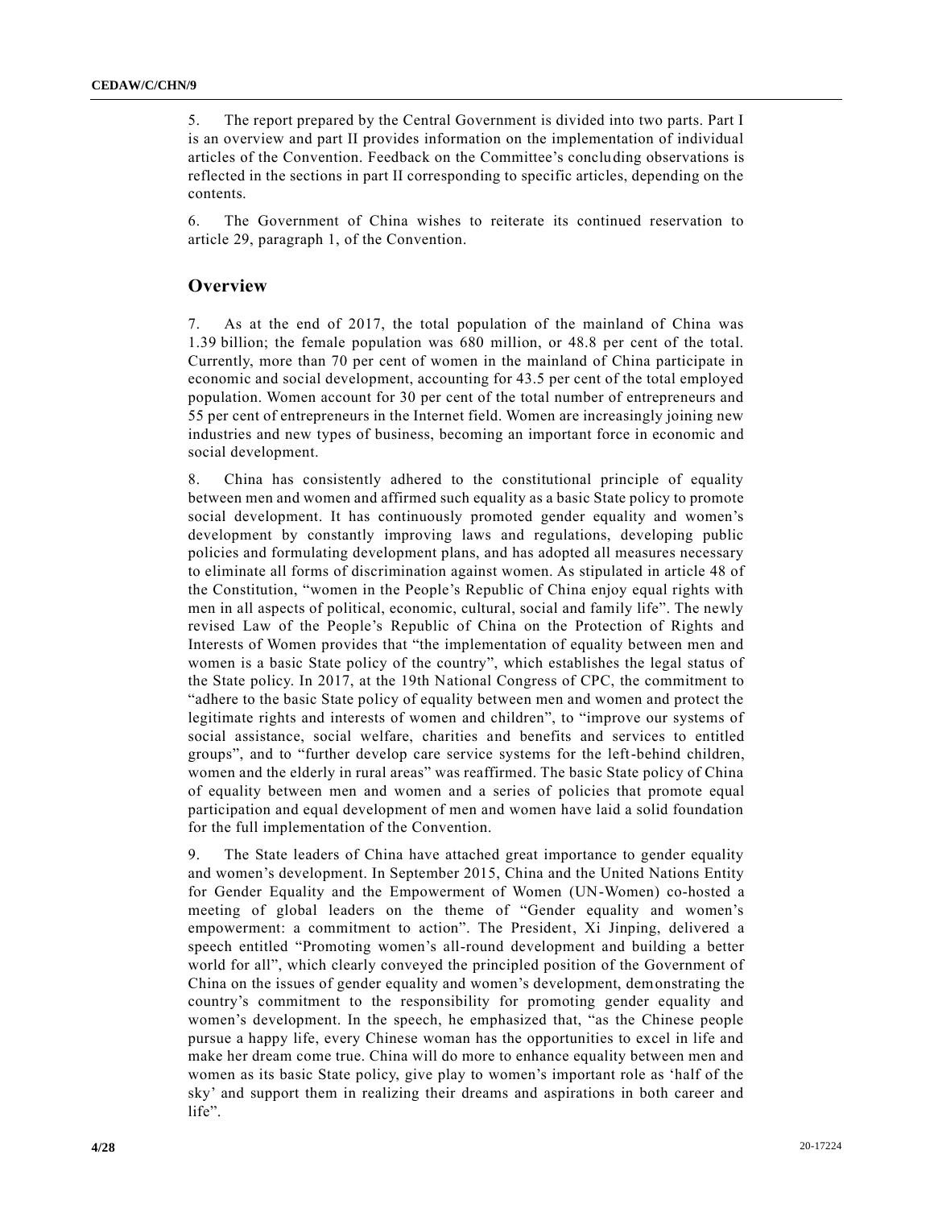5. The report prepared by the Central Government is divided into two parts. Part I is an overview and part II provides information on the implementation of individual articles of the Convention. Feedback on the Committee's concluding observations is reflected in the sections in part II corresponding to specific articles, depending on the contents.

6. The Government of China wishes to reiterate its continued reservation to article 29, paragraph 1, of the Convention.

## Overview

7. As at the end of 2017, the total population of the mainland of China was 1.39 billion; the female population was 680 million, or 48.8 per cent of the total. Currently, more than 70 per cent of women in the mainland of China participate in economic and social development, accounting for 43.5 per cent of the total employed population. Women account for 30 per cent of the total number of entrepreneurs and 55 per cent of entrepreneurs in the Internet field. Women are increasingly joining new industries and new types of business, becoming an important force in economic and social development.

8. China has consistently adhered to the constitutional principle of equality between men and women and affirmed such equality as a basic State policy to promote social development. It has continuously promoted gender equality and women's development by constantly improving laws and regulations, developing public policies and formulating development plans, and has adopted all measures necessary to eliminate all forms of discrimination against women. As stipulated in article 48 of the Constitution, "women in the People's Republic of China enjoy equal rights with men in all aspects of political, economic, cultural, social and family life". The newly revised Law of the People's Republic of China on the Protection of Rights and Interests of Women provides that "the implementation of equality between men and women is a basic State policy of the country", which establishes the legal status of the State policy. In 2017, at the 19th National Congress of CPC, the commitment to "adhere to the basic State policy of equality between men and women and protect the legitimate rights and interests of women and children", to "improve our systems of social assistance, social welfare, charities and benefits and services to entitled groups", and to "further develop care service systems for the left-behind children, women and the elderly in rural areas" was reaffirmed. The basic State policy of China of equality between men and women and a series of policies that promote equal participation and equal development of men and women have laid a solid foundation for the full implementation of the Convention.

9. The State leaders of China have attached great importance to gender equality and women's development. In September 2015, China and the United Nations Entity for Gender Equality and the Empowerment of Women (UN-Women) co-hosted a meeting of global leaders on the theme of "Gender equality and women's empowerment: a commitment to action". The President, Xi Jinping, delivered a speech entitled "Promoting women's all-round development and building a better world for all", which clearly conveyed the principled position of the Government of China on the issues of gender equality and women's development, demonstrating the country's commitment to the responsibility for promoting gender equality and women's development. In the speech, he emphasized that, "as the Chinese people pursue a happy life, every Chinese woman has the opportunities to excel in life and make her dream come true. China will do more to enhance equality between men and women as its basic State policy, give play to women's important role as 'half of the sky' and support them in realizing their dreams and aspirations in both career and life".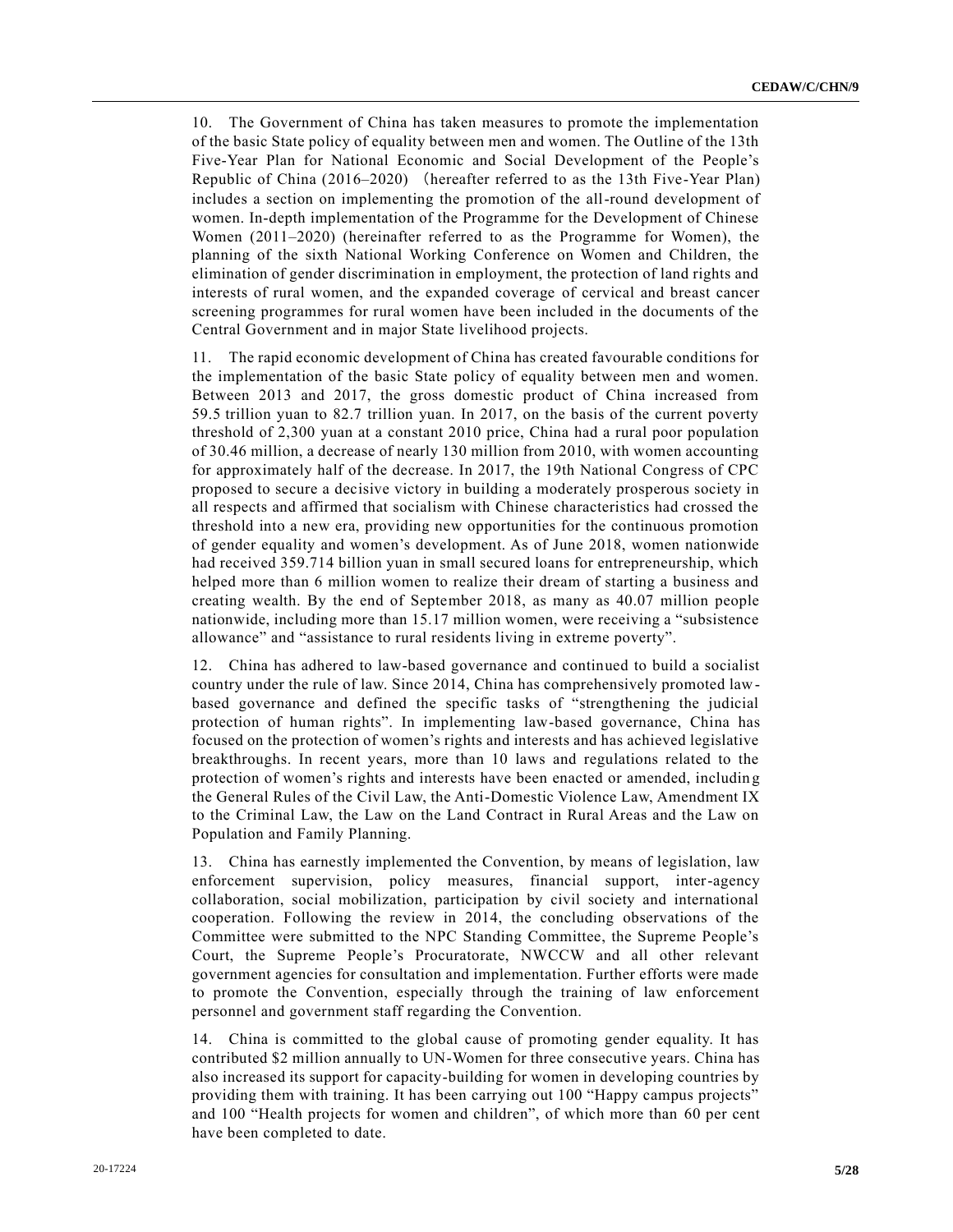10. The Government of China has taken measures to promote the implementation of the basic State policy of equality between men and women. The Outline of the 13th Five-Year Plan for National Economic and Social Development of the People's Republic of China (2016–2020) (hereafter referred to as the 13th Five-Year Plan) includes a section on implementing the promotion of the all-round development of women. In-depth implementation of the Programme for the Development of Chinese Women (2011–2020) (hereinafter referred to as the Programme for Women), the planning of the sixth National Working Conference on Women and Children, the elimination of gender discrimination in employment, the protection of land rights and interests of rural women, and the expanded coverage of cervical and breast cancer screening programmes for rural women have been included in the documents of the Central Government and in major State livelihood projects.

11. The rapid economic development of China has created favourable conditions for the implementation of the basic State policy of equality between men and women. Between 2013 and 2017, the gross domestic product of China increased from 59.5 trillion yuan to 82.7 trillion yuan. In 2017, on the basis of the current poverty threshold of 2,300 yuan at a constant 2010 price, China had a rural poor population of 30.46 million, a decrease of nearly 130 million from 2010, with women accounting for approximately half of the decrease. In 2017, the 19th National Congress of CPC proposed to secure a decisive victory in building a moderately prosperous society in all respects and affirmed that socialism with Chinese characteristics had crossed the threshold into a new era, providing new opportunities for the continuous promotion of gender equality and women's development. As of June 2018, women nationwide had received 359.714 billion yuan in small secured loans for entrepreneurship, which helped more than 6 million women to realize their dream of starting a business and creating wealth. By the end of September 2018, as many as 40.07 million people nationwide, including more than 15.17 million women, were receiving a "subsistence allowance" and "assistance to rural residents living in extreme poverty".

12. China has adhered to law-based governance and continued to build a socialist country under the rule of law. Since 2014, China has comprehensively promoted law-based governance and defined the specific tasks of "strengthening the judicial protection of human rights". In implementing law-based governance, China has focused on the protection of women's rights and interests and has achieved legislative breakthroughs. In recent years, more than 10 laws and regulations related to the protection of women's rights and interests have been enacted or amended, including the General Rules of the Civil Law, the Anti-Domestic Violence Law, Amendment IX to the Criminal Law, the Law on the Land Contract in Rural Areas and the Law on Population and Family Planning.

13. China has earnestly implemented the Convention, by means of legislation, law enforcement supervision, policy measures, financial support, inter-agency collaboration, social mobilization, participation by civil society and international cooperation. Following the review in 2014, the concluding observations of the Committee were submitted to the NPC Standing Committee, the Supreme People's Court, the Supreme People's Procuratorate, NWCCW and all other relevant government agencies for consultation and implementation. Further efforts were made to promote the Convention, especially through the training of law enforcement personnel and government staff regarding the Convention.

14. China is committed to the global cause of promoting gender equality. It has contributed $2 million annually to UN-Women for three consecutive years. China has also increased its support for capacity-building for women in developing countries by providing them with training. It has been carrying out 100 "Happy campus projects" and 100 "Health projects for women and children", of which more than 60 per cent have been completed to date.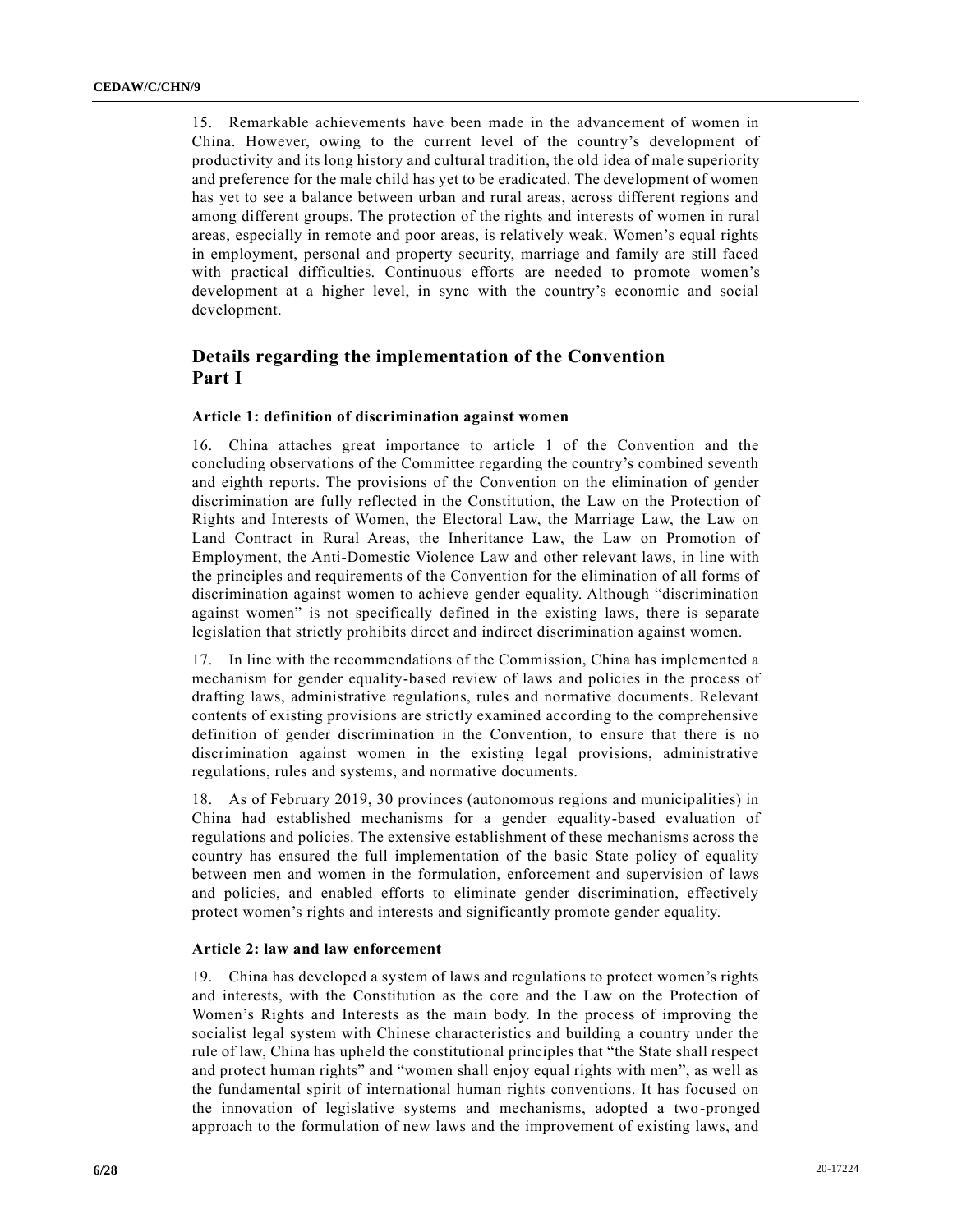15. Remarkable achievements have been made in the advancement of women in China. However, owing to the current level of the country's development of productivity and its long history and cultural tradition, the old idea of male superiority and preference for the male child has yet to be eradicated. The development of women has yet to see a balance between urban and rural areas, across different regions and among different groups. The protection of the rights and interests of women in rural areas, especially in remote and poor areas, is relatively weak. Women's equal rights in employment, personal and property security, marriage and family are still faced with practical difficulties. Continuous efforts are needed to promote women's development at a higher level, in sync with the country's economic and social development.

## Details regarding the implementation of the Convention Part I

### Article 1: definition of discrimination against women

16. China attaches great importance to article 1 of the Convention and the concluding observations of the Committee regarding the country's combined seventh and eighth reports. The provisions of the Convention on the elimination of gender discrimination are fully reflected in the Constitution, the Law on the Protection of Rights and Interests of Women, the Electoral Law, the Marriage Law, the Law on Land Contract in Rural Areas, the Inheritance Law, the Law on Promotion of Employment, the Anti-Domestic Violence Law and other relevant laws, in line with the principles and requirements of the Convention for the elimination of all forms of discrimination against women to achieve gender equality. Although "discrimination against women" is not specifically defined in the existing laws, there is separate legislation that strictly prohibits direct and indirect discrimination against women.

17. In line with the recommendations of the Commission, China has implemented a mechanism for gender equality-based review of laws and policies in the process of drafting laws, administrative regulations, rules and normative documents. Relevant contents of existing provisions are strictly examined according to the comprehensive definition of gender discrimination in the Convention, to ensure that there is no discrimination against women in the existing legal provisions, administrative regulations, rules and systems, and normative documents.

18. As of February 2019, 30 provinces (autonomous regions and municipalities) in China had established mechanisms for a gender equality-based evaluation of regulations and policies. The extensive establishment of these mechanisms across the country has ensured the full implementation of the basic State policy of equality between men and women in the formulation, enforcement and supervision of laws and policies, and enabled efforts to eliminate gender discrimination, effectively protect women's rights and interests and significantly promote gender equality.

### Article 2: law and law enforcement

19. China has developed a system of laws and regulations to protect women's rights and interests, with the Constitution as the core and the Law on the Protection of Women's Rights and Interests as the main body. In the process of improving the socialist legal system with Chinese characteristics and building a country under the rule of law, China has upheld the constitutional principles that "the State shall respect and protect human rights" and "women shall enjoy equal rights with men", as well as the fundamental spirit of international human rights conventions. It has focused on the innovation of legislative systems and mechanisms, adopted a two-pronged approach to the formulation of new laws and the improvement of existing laws, and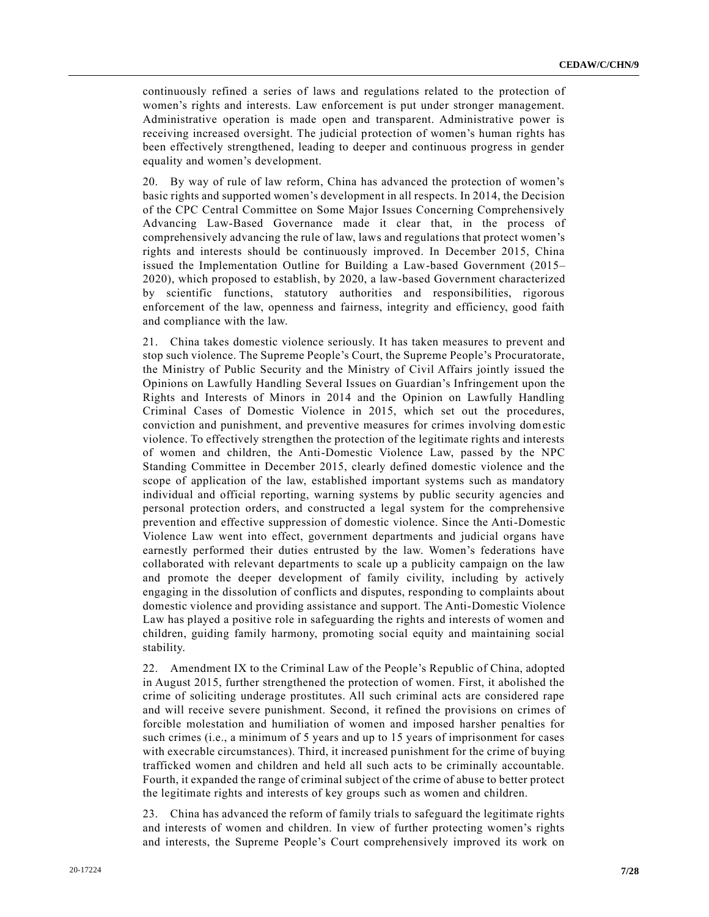continuously refined a series of laws and regulations related to the protection of women's rights and interests. Law enforcement is put under stronger management. Administrative operation is made open and transparent. Administrative power is receiving increased oversight. The judicial protection of women's human rights has been effectively strengthened, leading to deeper and continuous progress in gender equality and women's development.

20. By way of rule of law reform, China has advanced the protection of women's basic rights and supported women's development in all respects. In 2014, the Decision of the CPC Central Committee on Some Major Issues Concerning Comprehensively Advancing Law-Based Governance made it clear that, in the process of comprehensively advancing the rule of law, laws and regulations that protect women's rights and interests should be continuously improved. In December 2015, China issued the Implementation Outline for Building a Law-based Government (2015–2020), which proposed to establish, by 2020, a law-based Government characterized by scientific functions, statutory authorities and responsibilities, rigorous enforcement of the law, openness and fairness, integrity and efficiency, good faith and compliance with the law.

21. China takes domestic violence seriously. It has taken measures to prevent and stop such violence. The Supreme People's Court, the Supreme People's Procuratorate, the Ministry of Public Security and the Ministry of Civil Affairs jointly issued the Opinions on Lawfully Handling Several Issues on Guardian's Infringement upon the Rights and Interests of Minors in 2014 and the Opinion on Lawfully Handling Criminal Cases of Domestic Violence in 2015, which set out the procedures, conviction and punishment, and preventive measures for crimes involving domestic violence. To effectively strengthen the protection of the legitimate rights and interests of women and children, the Anti-Domestic Violence Law, passed by the NPC Standing Committee in December 2015, clearly defined domestic violence and the scope of application of the law, established important systems such as mandatory individual and official reporting, warning systems by public security agencies and personal protection orders, and constructed a legal system for the comprehensive prevention and effective suppression of domestic violence. Since the Anti-Domestic Violence Law went into effect, government departments and judicial organs have earnestly performed their duties entrusted by the law. Women's federations have collaborated with relevant departments to scale up a publicity campaign on the law and promote the deeper development of family civility, including by actively engaging in the dissolution of conflicts and disputes, responding to complaints about domestic violence and providing assistance and support. The Anti-Domestic Violence Law has played a positive role in safeguarding the rights and interests of women and children, guiding family harmony, promoting social equity and maintaining social stability.

22. Amendment IX to the Criminal Law of the People's Republic of China, adopted in August 2015, further strengthened the protection of women. First, it abolished the crime of soliciting underage prostitutes. All such criminal acts are considered rape and will receive severe punishment. Second, it refined the provisions on crimes of forcible molestation and humiliation of women and imposed harsher penalties for such crimes (i.e., a minimum of 5 years and up to 15 years of imprisonment for cases with execrable circumstances). Third, it increased punishment for the crime of buying trafficked women and children and held all such acts to be criminally accountable. Fourth, it expanded the range of criminal subject of the crime of abuse to better protect the legitimate rights and interests of key groups such as women and children.

23. China has advanced the reform of family trials to safeguard the legitimate rights and interests of women and children. In view of further protecting women's rights and interests, the Supreme People's Court comprehensively improved its work on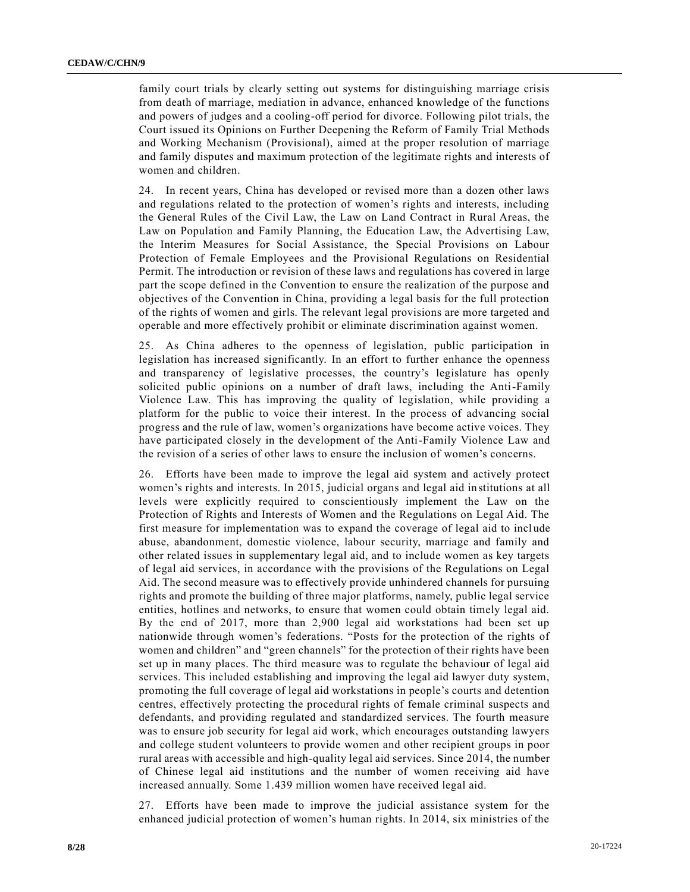family court trials by clearly setting out systems for distinguishing marriage crisis from death of marriage, mediation in advance, enhanced knowledge of the functions and powers of judges and a cooling-off period for divorce. Following pilot trials, the Court issued its Opinions on Further Deepening the Reform of Family Trial Methods and Working Mechanism (Provisional), aimed at the proper resolution of marriage and family disputes and maximum protection of the legitimate rights and interests of women and children.

24. In recent years, China has developed or revised more than a dozen other laws and regulations related to the protection of women's rights and interests, including the General Rules of the Civil Law, the Law on Land Contract in Rural Areas, the Law on Population and Family Planning, the Education Law, the Advertising Law, the Interim Measures for Social Assistance, the Special Provisions on Labour Protection of Female Employees and the Provisional Regulations on Residential Permit. The introduction or revision of these laws and regulations has covered in large part the scope defined in the Convention to ensure the realization of the purpose and objectives of the Convention in China, providing a legal basis for the full protection of the rights of women and girls. The relevant legal provisions are more targeted and operable and more effectively prohibit or eliminate discrimination against women.

25. As China adheres to the openness of legislation, public participation in legislation has increased significantly. In an effort to further enhance the openness and transparency of legislative processes, the country's legislature has openly solicited public opinions on a number of draft laws, including the Anti-Family Violence Law. This has improving the quality of legislation, while providing a platform for the public to voice their interest. In the process of advancing social progress and the rule of law, women's organizations have become active voices. They have participated closely in the development of the Anti-Family Violence Law and the revision of a series of other laws to ensure the inclusion of women's concerns.

26. Efforts have been made to improve the legal aid system and actively protect women's rights and interests. In 2015, judicial organs and legal aid institutions at all levels were explicitly required to conscientiously implement the Law on the Protection of Rights and Interests of Women and the Regulations on Legal Aid. The first measure for implementation was to expand the coverage of legal aid to include abuse, abandonment, domestic violence, labour security, marriage and family and other related issues in supplementary legal aid, and to include women as key targets of legal aid services, in accordance with the provisions of the Regulations on Legal Aid. The second measure was to effectively provide unhindered channels for pursuing rights and promote the building of three major platforms, namely, public legal service entities, hotlines and networks, to ensure that women could obtain timely legal aid. By the end of 2017, more than 2,900 legal aid workstations had been set up nationwide through women's federations. "Posts for the protection of the rights of women and children" and "green channels" for the protection of their rights have been set up in many places. The third measure was to regulate the behaviour of legal aid services. This included establishing and improving the legal aid lawyer duty system, promoting the full coverage of legal aid workstations in people's courts and detention centres, effectively protecting the procedural rights of female criminal suspects and defendants, and providing regulated and standardized services. The fourth measure was to ensure job security for legal aid work, which encourages outstanding lawyers and college student volunteers to provide women and other recipient groups in poor rural areas with accessible and high-quality legal aid services. Since 2014, the number of Chinese legal aid institutions and the number of women receiving aid have increased annually. Some 1.439 million women have received legal aid.

27. Efforts have been made to improve the judicial assistance system for the enhanced judicial protection of women's human rights. In 2014, six ministries of the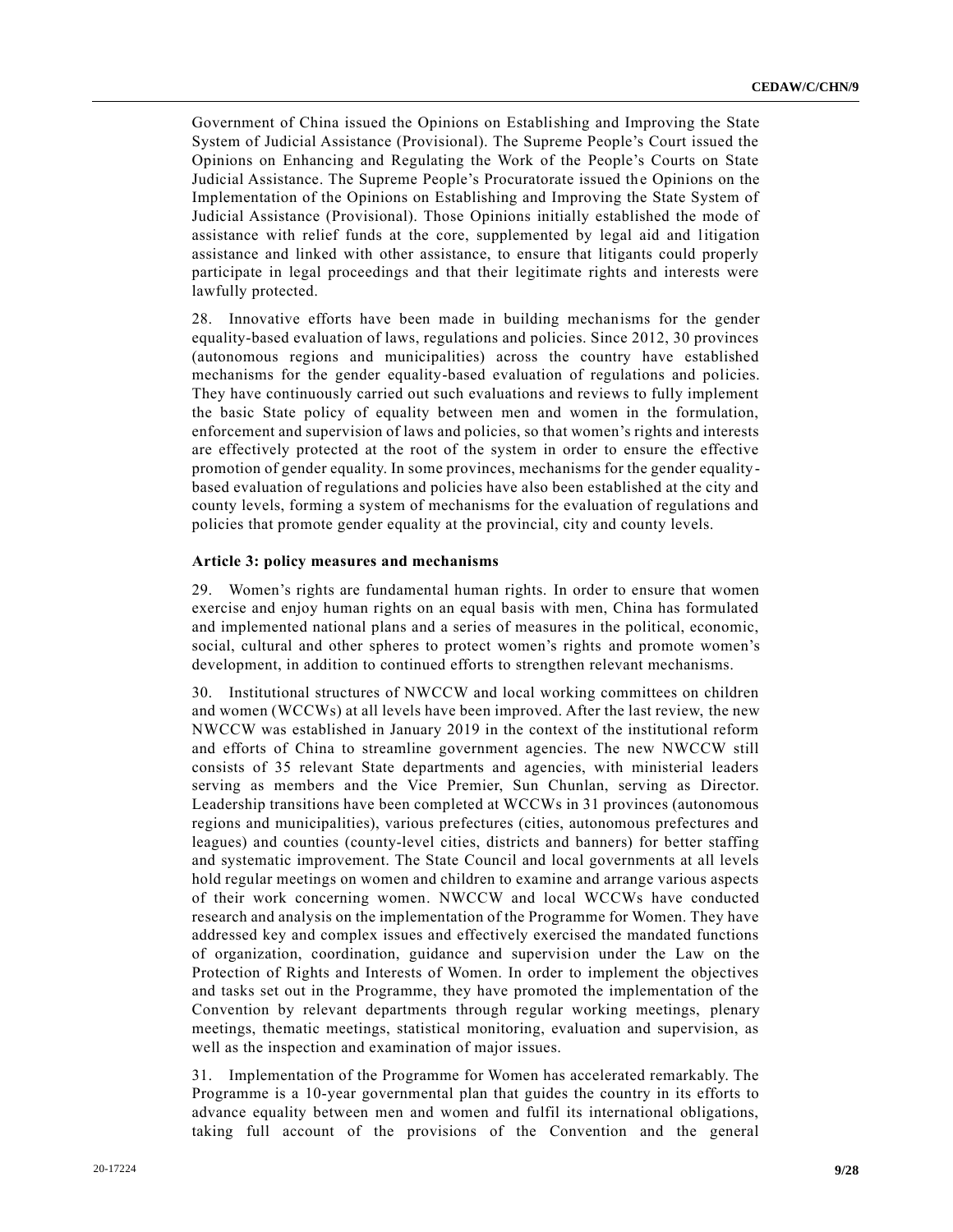Government of China issued the Opinions on Establishing and Improving the State System of Judicial Assistance (Provisional). The Supreme People's Court issued the Opinions on Enhancing and Regulating the Work of the People's Courts on State Judicial Assistance. The Supreme People's Procuratorate issued the Opinions on the Implementation of the Opinions on Establishing and Improving the State System of Judicial Assistance (Provisional). Those Opinions initially established the mode of assistance with relief funds at the core, supplemented by legal aid and litigation assistance and linked with other assistance, to ensure that litigants could properly participate in legal proceedings and that their legitimate rights and interests were lawfully protected.

28. Innovative efforts have been made in building mechanisms for the gender equality-based evaluation of laws, regulations and policies. Since 2012, 30 provinces (autonomous regions and municipalities) across the country have established mechanisms for the gender equality-based evaluation of regulations and policies. They have continuously carried out such evaluations and reviews to fully implement the basic State policy of equality between men and women in the formulation, enforcement and supervision of laws and policies, so that women's rights and interests are effectively protected at the root of the system in order to ensure the effective promotion of gender equality. In some provinces, mechanisms for the gender equality-based evaluation of regulations and policies have also been established at the city and county levels, forming a system of mechanisms for the evaluation of regulations and policies that promote gender equality at the provincial, city and county levels.

**Article 3: policy measures and mechanisms**

29. Women's rights are fundamental human rights. In order to ensure that women exercise and enjoy human rights on an equal basis with men, China has formulated and implemented national plans and a series of measures in the political, economic, social, cultural and other spheres to protect women's rights and promote women's development, in addition to continued efforts to strengthen relevant mechanisms.

30. Institutional structures of NWCCW and local working committees on children and women (WCCWs) at all levels have been improved. After the last review, the new NWCCW was established in January 2019 in the context of the institutional reform and efforts of China to streamline government agencies. The new NWCCW still consists of 35 relevant State departments and agencies, with ministerial leaders serving as members and the Vice Premier, Sun Chunlan, serving as Director. Leadership transitions have been completed at WCCWs in 31 provinces (autonomous regions and municipalities), various prefectures (cities, autonomous prefectures and leagues) and counties (county-level cities, districts and banners) for better staffing and systematic improvement. The State Council and local governments at all levels hold regular meetings on women and children to examine and arrange various aspects of their work concerning women. NWCCW and local WCCWs have conducted research and analysis on the implementation of the Programme for Women. They have addressed key and complex issues and effectively exercised the mandated functions of organization, coordination, guidance and supervision under the Law on the Protection of Rights and Interests of Women. In order to implement the objectives and tasks set out in the Programme, they have promoted the implementation of the Convention by relevant departments through regular working meetings, plenary meetings, thematic meetings, statistical monitoring, evaluation and supervision, as well as the inspection and examination of major issues.

31. Implementation of the Programme for Women has accelerated remarkably. The Programme is a 10-year governmental plan that guides the country in its efforts to advance equality between men and women and fulfil its international obligations, taking full account of the provisions of the Convention and the general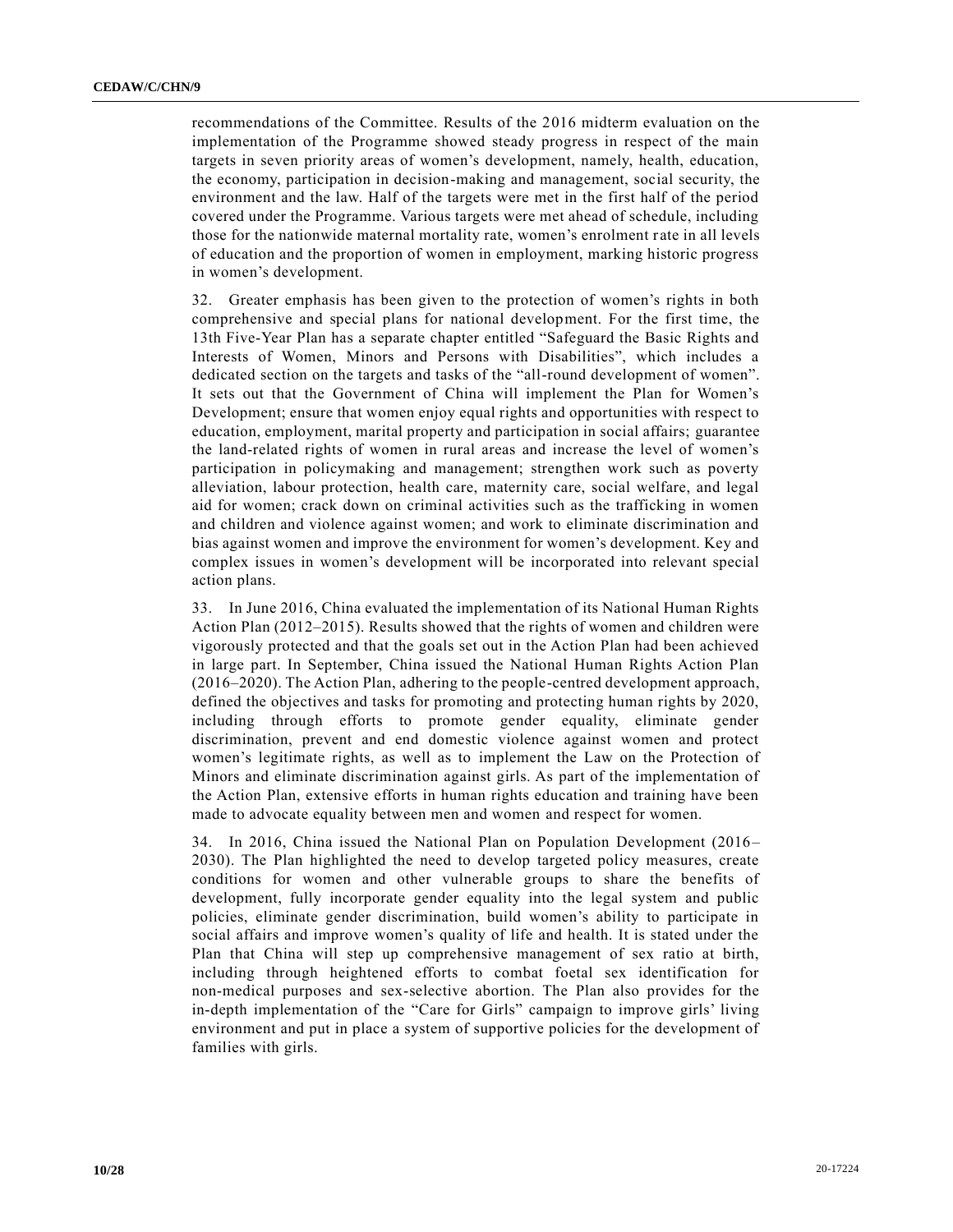recommendations of the Committee. Results of the 2016 midterm evaluation on the implementation of the Programme showed steady progress in respect of the main targets in seven priority areas of women's development, namely, health, education, the economy, participation in decision-making and management, social security, the environment and the law. Half of the targets were met in the first half of the period covered under the Programme. Various targets were met ahead of schedule, including those for the nationwide maternal mortality rate, women's enrolment rate in all levels of education and the proportion of women in employment, marking historic progress in women's development.

32. Greater emphasis has been given to the protection of women's rights in both comprehensive and special plans for national development. For the first time, the 13th Five-Year Plan has a separate chapter entitled "Safeguard the Basic Rights and Interests of Women, Minors and Persons with Disabilities", which includes a dedicated section on the targets and tasks of the "all-round development of women". It sets out that the Government of China will implement the Plan for Women's Development; ensure that women enjoy equal rights and opportunities with respect to education, employment, marital property and participation in social affairs; guarantee the land-related rights of women in rural areas and increase the level of women's participation in policymaking and management; strengthen work such as poverty alleviation, labour protection, health care, maternity care, social welfare, and legal aid for women; crack down on criminal activities such as the trafficking in women and children and violence against women; and work to eliminate discrimination and bias against women and improve the environment for women's development. Key and complex issues in women's development will be incorporated into relevant special action plans.

33. In June 2016, China evaluated the implementation of its National Human Rights Action Plan (2012–2015). Results showed that the rights of women and children were vigorously protected and that the goals set out in the Action Plan had been achieved in large part. In September, China issued the National Human Rights Action Plan (2016–2020). The Action Plan, adhering to the people-centred development approach, defined the objectives and tasks for promoting and protecting human rights by 2020, including through efforts to promote gender equality, eliminate gender discrimination, prevent and end domestic violence against women and protect women's legitimate rights, as well as to implement the Law on the Protection of Minors and eliminate discrimination against girls. As part of the implementation of the Action Plan, extensive efforts in human rights education and training have been made to advocate equality between men and women and respect for women.

34. In 2016, China issued the National Plan on Population Development (2016–2030). The Plan highlighted the need to develop targeted policy measures, create conditions for women and other vulnerable groups to share the benefits of development, fully incorporate gender equality into the legal system and public policies, eliminate gender discrimination, build women's ability to participate in social affairs and improve women's quality of life and health. It is stated under the Plan that China will step up comprehensive management of sex ratio at birth, including through heightened efforts to combat foetal sex identification for non-medical purposes and sex-selective abortion. The Plan also provides for the in-depth implementation of the "Care for Girls" campaign to improve girls' living environment and put in place a system of supportive policies for the development of families with girls.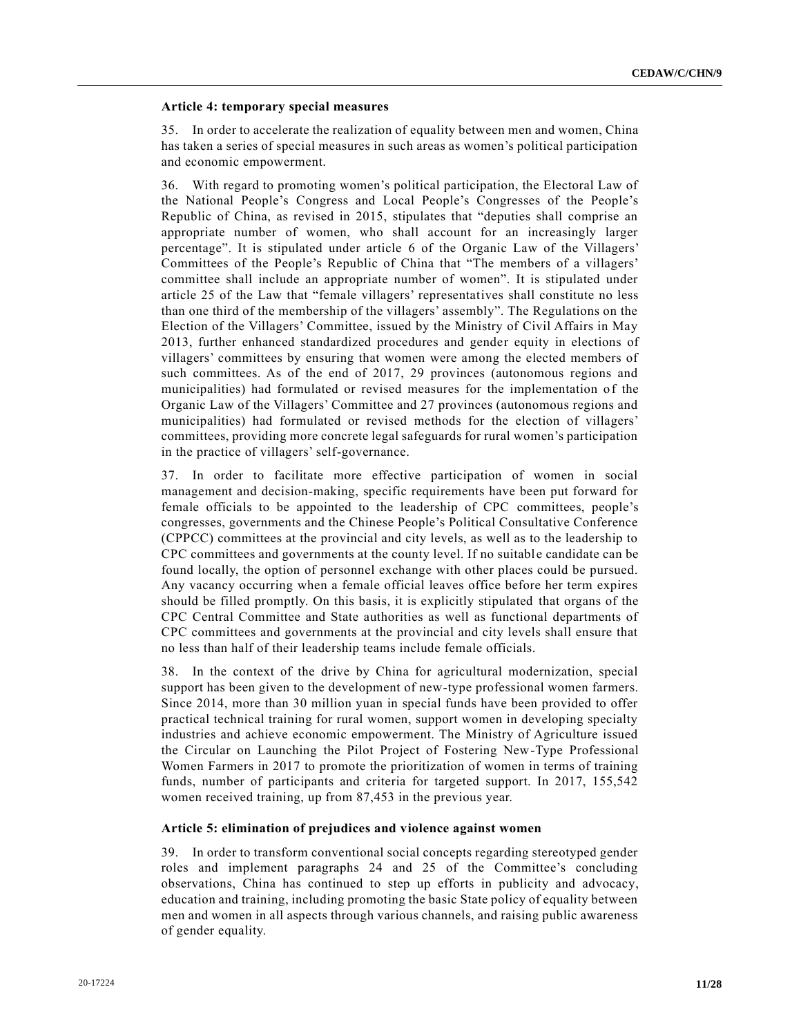### Article 4: temporary special measures

35. In order to accelerate the realization of equality between men and women, China has taken a series of special measures in such areas as women's political participation and economic empowerment.

36. With regard to promoting women's political participation, the Electoral Law of the National People's Congress and Local People's Congresses of the People's Republic of China, as revised in 2015, stipulates that "deputies shall comprise an appropriate number of women, who shall account for an increasingly larger percentage". It is stipulated under article 6 of the Organic Law of the Villagers' Committees of the People's Republic of China that "The members of a villagers' committee shall include an appropriate number of women". It is stipulated under article 25 of the Law that "female villagers' representatives shall constitute no less than one third of the membership of the villagers' assembly". The Regulations on the Election of the Villagers' Committee, issued by the Ministry of Civil Affairs in May 2013, further enhanced standardized procedures and gender equity in elections of villagers' committees by ensuring that women were among the elected members of such committees. As of the end of 2017, 29 provinces (autonomous regions and municipalities) had formulated or revised measures for the implementation of the Organic Law of the Villagers' Committee and 27 provinces (autonomous regions and municipalities) had formulated or revised methods for the election of villagers' committees, providing more concrete legal safeguards for rural women's participation in the practice of villagers' self-governance.

37. In order to facilitate more effective participation of women in social management and decision-making, specific requirements have been put forward for female officials to be appointed to the leadership of CPC committees, people's congresses, governments and the Chinese People's Political Consultative Conference (CPPCC) committees at the provincial and city levels, as well as to the leadership to CPC committees and governments at the county level. If no suitable candidate can be found locally, the option of personnel exchange with other places could be pursued. Any vacancy occurring when a female official leaves office before her term expires should be filled promptly. On this basis, it is explicitly stipulated that organs of the CPC Central Committee and State authorities as well as functional departments of CPC committees and governments at the provincial and city levels shall ensure that no less than half of their leadership teams include female officials.

38. In the context of the drive by China for agricultural modernization, special support has been given to the development of new-type professional women farmers. Since 2014, more than 30 million yuan in special funds have been provided to offer practical technical training for rural women, support women in developing specialty industries and achieve economic empowerment. The Ministry of Agriculture issued the Circular on Launching the Pilot Project of Fostering New-Type Professional Women Farmers in 2017 to promote the prioritization of women in terms of training funds, number of participants and criteria for targeted support. In 2017, 155,542 women received training, up from 87,453 in the previous year.

### Article 5: elimination of prejudices and violence against women

39. In order to transform conventional social concepts regarding stereotyped gender roles and implement paragraphs 24 and 25 of the Committee's concluding observations, China has continued to step up efforts in publicity and advocacy, education and training, including promoting the basic State policy of equality between men and women in all aspects through various channels, and raising public awareness of gender equality.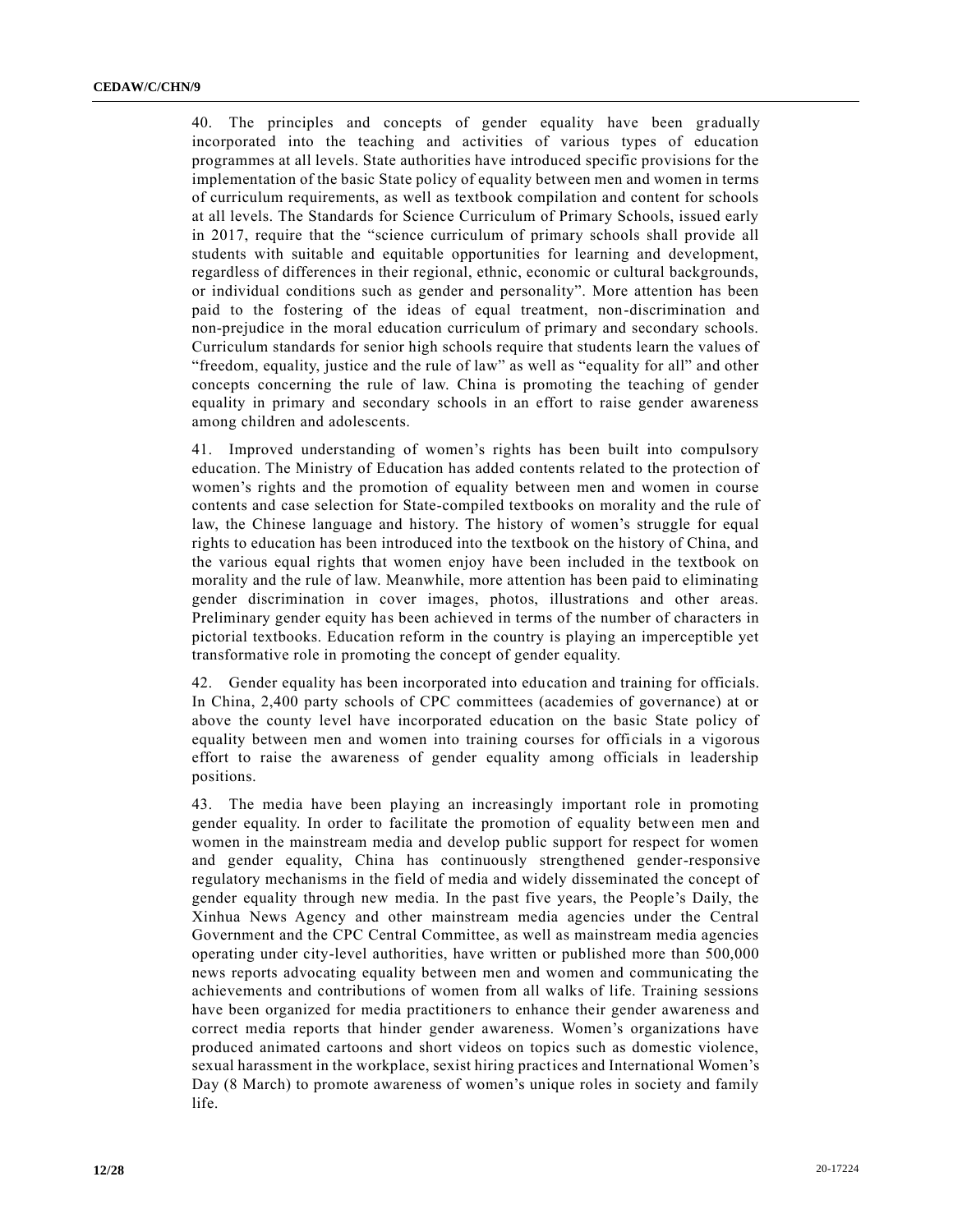40. The principles and concepts of gender equality have been gradually incorporated into the teaching and activities of various types of education programmes at all levels. State authorities have introduced specific provisions for the implementation of the basic State policy of equality between men and women in terms of curriculum requirements, as well as textbook compilation and content for schools at all levels. The Standards for Science Curriculum of Primary Schools, issued early in 2017, require that the "science curriculum of primary schools shall provide all students with suitable and equitable opportunities for learning and development, regardless of differences in their regional, ethnic, economic or cultural backgrounds, or individual conditions such as gender and personality". More attention has been paid to the fostering of the ideas of equal treatment, non-discrimination and non-prejudice in the moral education curriculum of primary and secondary schools. Curriculum standards for senior high schools require that students learn the values of "freedom, equality, justice and the rule of law" as well as "equality for all" and other concepts concerning the rule of law. China is promoting the teaching of gender equality in primary and secondary schools in an effort to raise gender awareness among children and adolescents.

41. Improved understanding of women's rights has been built into compulsory education. The Ministry of Education has added contents related to the protection of women's rights and the promotion of equality between men and women in course contents and case selection for State-compiled textbooks on morality and the rule of law, the Chinese language and history. The history of women's struggle for equal rights to education has been introduced into the textbook on the history of China, and the various equal rights that women enjoy have been included in the textbook on morality and the rule of law. Meanwhile, more attention has been paid to eliminating gender discrimination in cover images, photos, illustrations and other areas. Preliminary gender equity has been achieved in terms of the number of characters in pictorial textbooks. Education reform in the country is playing an imperceptible yet transformative role in promoting the concept of gender equality.

42. Gender equality has been incorporated into education and training for officials. In China, 2,400 party schools of CPC committees (academies of governance) at or above the county level have incorporated education on the basic State policy of equality between men and women into training courses for officials in a vigorous effort to raise the awareness of gender equality among officials in leadership positions.

43. The media have been playing an increasingly important role in promoting gender equality. In order to facilitate the promotion of equality between men and women in the mainstream media and develop public support for respect for women and gender equality, China has continuously strengthened gender-responsive regulatory mechanisms in the field of media and widely disseminated the concept of gender equality through new media. In the past five years, the People's Daily, the Xinhua News Agency and other mainstream media agencies under the Central Government and the CPC Central Committee, as well as mainstream media agencies operating under city-level authorities, have written or published more than 500,000 news reports advocating equality between men and women and communicating the achievements and contributions of women from all walks of life. Training sessions have been organized for media practitioners to enhance their gender awareness and correct media reports that hinder gender awareness. Women's organizations have produced animated cartoons and short videos on topics such as domestic violence, sexual harassment in the workplace, sexist hiring practices and International Women's Day (8 March) to promote awareness of women's unique roles in society and family life.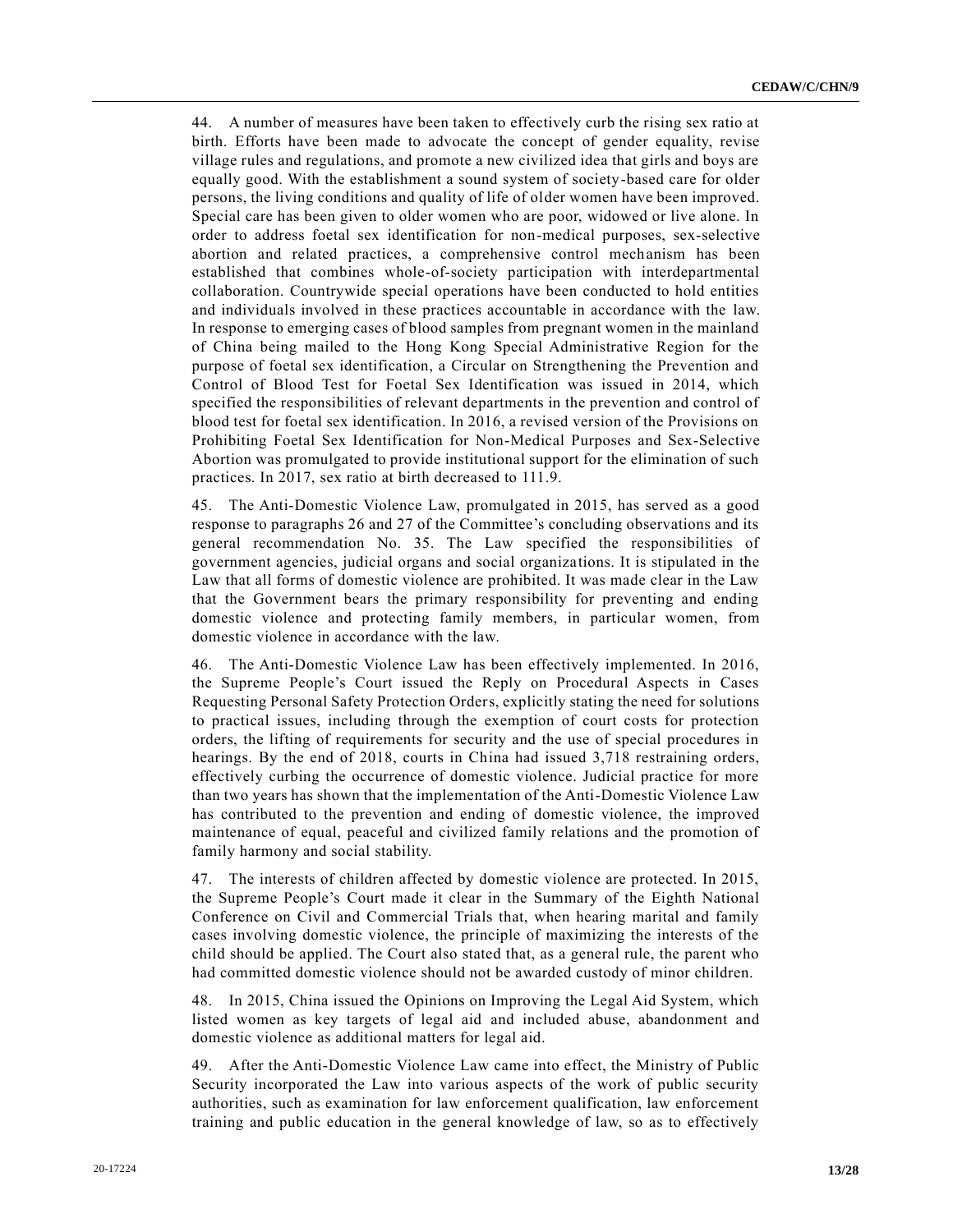44. A number of measures have been taken to effectively curb the rising sex ratio at birth. Efforts have been made to advocate the concept of gender equality, revise village rules and regulations, and promote a new civilized idea that girls and boys are equally good. With the establishment a sound system of society-based care for older persons, the living conditions and quality of life of older women have been improved. Special care has been given to older women who are poor, widowed or live alone. In order to address foetal sex identification for non-medical purposes, sex-selective abortion and related practices, a comprehensive control mechanism has been established that combines whole-of-society participation with interdepartmental collaboration. Countrywide special operations have been conducted to hold entities and individuals involved in these practices accountable in accordance with the law. In response to emerging cases of blood samples from pregnant women in the mainland of China being mailed to the Hong Kong Special Administrative Region for the purpose of foetal sex identification, a Circular on Strengthening the Prevention and Control of Blood Test for Foetal Sex Identification was issued in 2014, which specified the responsibilities of relevant departments in the prevention and control of blood test for foetal sex identification. In 2016, a revised version of the Provisions on Prohibiting Foetal Sex Identification for Non-Medical Purposes and Sex-Selective Abortion was promulgated to provide institutional support for the elimination of such practices. In 2017, sex ratio at birth decreased to 111.9.

45. The Anti-Domestic Violence Law, promulgated in 2015, has served as a good response to paragraphs 26 and 27 of the Committee's concluding observations and its general recommendation No. 35. The Law specified the responsibilities of government agencies, judicial organs and social organizations. It is stipulated in the Law that all forms of domestic violence are prohibited. It was made clear in the Law that the Government bears the primary responsibility for preventing and ending domestic violence and protecting family members, in particular women, from domestic violence in accordance with the law.

46. The Anti-Domestic Violence Law has been effectively implemented. In 2016, the Supreme People's Court issued the Reply on Procedural Aspects in Cases Requesting Personal Safety Protection Orders, explicitly stating the need for solutions to practical issues, including through the exemption of court costs for protection orders, the lifting of requirements for security and the use of special procedures in hearings. By the end of 2018, courts in China had issued 3,718 restraining orders, effectively curbing the occurrence of domestic violence. Judicial practice for more than two years has shown that the implementation of the Anti-Domestic Violence Law has contributed to the prevention and ending of domestic violence, the improved maintenance of equal, peaceful and civilized family relations and the promotion of family harmony and social stability.

47. The interests of children affected by domestic violence are protected. In 2015, the Supreme People's Court made it clear in the Summary of the Eighth National Conference on Civil and Commercial Trials that, when hearing marital and family cases involving domestic violence, the principle of maximizing the interests of the child should be applied. The Court also stated that, as a general rule, the parent who had committed domestic violence should not be awarded custody of minor children.

48. In 2015, China issued the Opinions on Improving the Legal Aid System, which listed women as key targets of legal aid and included abuse, abandonment and domestic violence as additional matters for legal aid.

49. After the Anti-Domestic Violence Law came into effect, the Ministry of Public Security incorporated the Law into various aspects of the work of public security authorities, such as examination for law enforcement qualification, law enforcement training and public education in the general knowledge of law, so as to effectively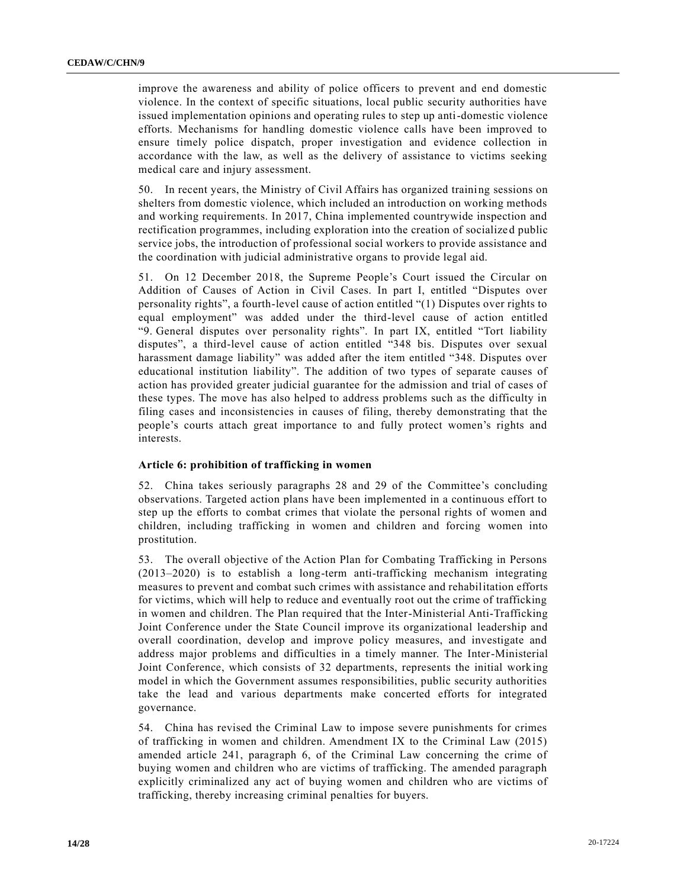improve the awareness and ability of police officers to prevent and end domestic violence. In the context of specific situations, local public security authorities have issued implementation opinions and operating rules to step up anti-domestic violence efforts. Mechanisms for handling domestic violence calls have been improved to ensure timely police dispatch, proper investigation and evidence collection in accordance with the law, as well as the delivery of assistance to victims seeking medical care and injury assessment.

50. In recent years, the Ministry of Civil Affairs has organized training sessions on shelters from domestic violence, which included an introduction on working methods and working requirements. In 2017, China implemented countrywide inspection and rectification programmes, including exploration into the creation of socialized public service jobs, the introduction of professional social workers to provide assistance and the coordination with judicial administrative organs to provide legal aid.

51. On 12 December 2018, the Supreme People's Court issued the Circular on Addition of Causes of Action in Civil Cases. In part I, entitled "Disputes over personality rights", a fourth-level cause of action entitled "(1) Disputes over rights to equal employment" was added under the third-level cause of action entitled "9. General disputes over personality rights". In part IX, entitled "Tort liability disputes", a third-level cause of action entitled "348 bis. Disputes over sexual harassment damage liability" was added after the item entitled "348. Disputes over educational institution liability". The addition of two types of separate causes of action has provided greater judicial guarantee for the admission and trial of cases of these types. The move has also helped to address problems such as the difficulty in filing cases and inconsistencies in causes of filing, thereby demonstrating that the people's courts attach great importance to and fully protect women's rights and interests.

### Article 6: prohibition of trafficking in women

52. China takes seriously paragraphs 28 and 29 of the Committee's concluding observations. Targeted action plans have been implemented in a continuous effort to step up the efforts to combat crimes that violate the personal rights of women and children, including trafficking in women and children and forcing women into prostitution.

53. The overall objective of the Action Plan for Combating Trafficking in Persons (2013–2020) is to establish a long-term anti-trafficking mechanism integrating measures to prevent and combat such crimes with assistance and rehabilitation efforts for victims, which will help to reduce and eventually root out the crime of trafficking in women and children. The Plan required that the Inter-Ministerial Anti-Trafficking Joint Conference under the State Council improve its organizational leadership and overall coordination, develop and improve policy measures, and investigate and address major problems and difficulties in a timely manner. The Inter-Ministerial Joint Conference, which consists of 32 departments, represents the initial working model in which the Government assumes responsibilities, public security authorities take the lead and various departments make concerted efforts for integrated governance.

54. China has revised the Criminal Law to impose severe punishments for crimes of trafficking in women and children. Amendment IX to the Criminal Law (2015) amended article 241, paragraph 6, of the Criminal Law concerning the crime of buying women and children who are victims of trafficking. The amended paragraph explicitly criminalized any act of buying women and children who are victims of trafficking, thereby increasing criminal penalties for buyers.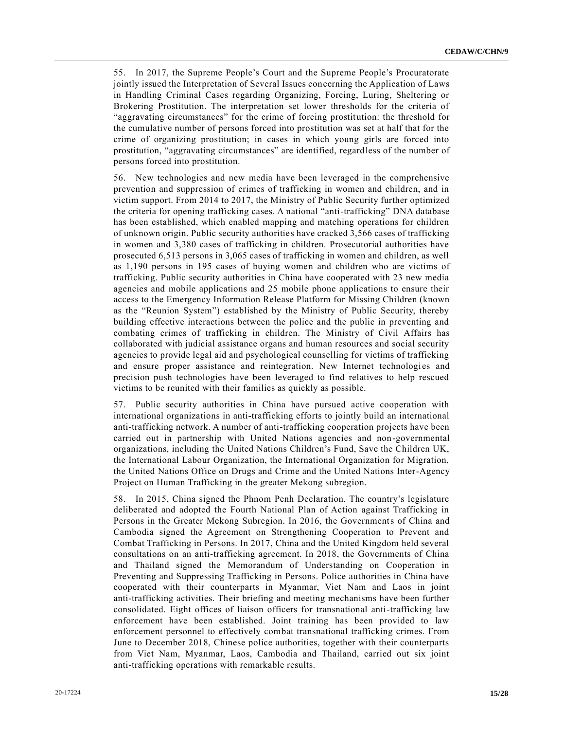55. In 2017, the Supreme People's Court and the Supreme People's Procuratorate jointly issued the Interpretation of Several Issues concerning the Application of Laws in Handling Criminal Cases regarding Organizing, Forcing, Luring, Sheltering or Brokering Prostitution. The interpretation set lower thresholds for the criteria of "aggravating circumstances" for the crime of forcing prostitution: the threshold for the cumulative number of persons forced into prostitution was set at half that for the crime of organizing prostitution; in cases in which young girls are forced into prostitution, "aggravating circumstances" are identified, regardless of the number of persons forced into prostitution.

56. New technologies and new media have been leveraged in the comprehensive prevention and suppression of crimes of trafficking in women and children, and in victim support. From 2014 to 2017, the Ministry of Public Security further optimized the criteria for opening trafficking cases. A national "anti-trafficking" DNA database has been established, which enabled mapping and matching operations for children of unknown origin. Public security authorities have cracked 3,566 cases of trafficking in women and 3,380 cases of trafficking in children. Prosecutorial authorities have prosecuted 6,513 persons in 3,065 cases of trafficking in women and children, as well as 1,190 persons in 195 cases of buying women and children who are victims of trafficking. Public security authorities in China have cooperated with 23 new media agencies and mobile applications and 25 mobile phone applications to ensure their access to the Emergency Information Release Platform for Missing Children (known as the "Reunion System") established by the Ministry of Public Security, thereby building effective interactions between the police and the public in preventing and combating crimes of trafficking in children. The Ministry of Civil Affairs has collaborated with judicial assistance organs and human resources and social security agencies to provide legal aid and psychological counselling for victims of trafficking and ensure proper assistance and reintegration. New Internet technologies and precision push technologies have been leveraged to find relatives to help rescued victims to be reunited with their families as quickly as possible.

57. Public security authorities in China have pursued active cooperation with international organizations in anti-trafficking efforts to jointly build an international anti-trafficking network. A number of anti-trafficking cooperation projects have been carried out in partnership with United Nations agencies and non-governmental organizations, including the United Nations Children's Fund, Save the Children UK, the International Labour Organization, the International Organization for Migration, the United Nations Office on Drugs and Crime and the United Nations Inter-Agency Project on Human Trafficking in the greater Mekong subregion.

58. In 2015, China signed the Phnom Penh Declaration. The country's legislature deliberated and adopted the Fourth National Plan of Action against Trafficking in Persons in the Greater Mekong Subregion. In 2016, the Governments of China and Cambodia signed the Agreement on Strengthening Cooperation to Prevent and Combat Trafficking in Persons. In 2017, China and the United Kingdom held several consultations on an anti-trafficking agreement. In 2018, the Governments of China and Thailand signed the Memorandum of Understanding on Cooperation in Preventing and Suppressing Trafficking in Persons. Police authorities in China have cooperated with their counterparts in Myanmar, Viet Nam and Laos in joint anti-trafficking activities. Their briefing and meeting mechanisms have been further consolidated. Eight offices of liaison officers for transnational anti-trafficking law enforcement have been established. Joint training has been provided to law enforcement personnel to effectively combat transnational trafficking crimes. From June to December 2018, Chinese police authorities, together with their counterparts from Viet Nam, Myanmar, Laos, Cambodia and Thailand, carried out six joint anti-trafficking operations with remarkable results.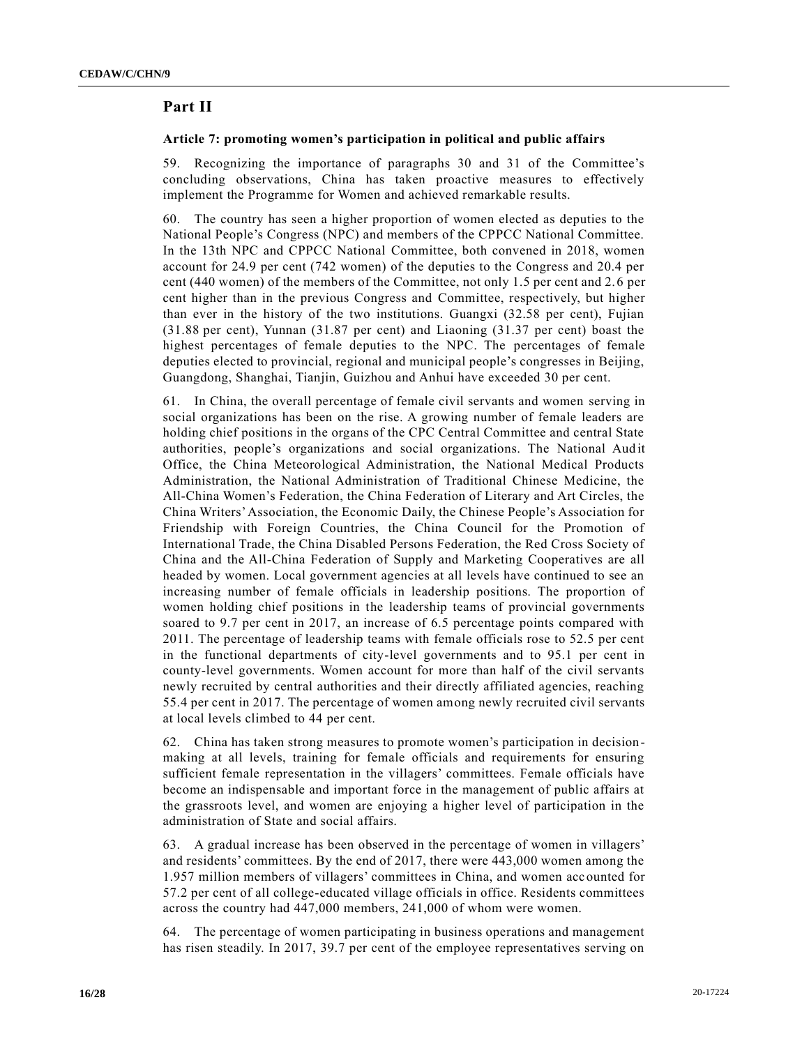## Part II

### Article 7: promoting women's participation in political and public affairs

59. Recognizing the importance of paragraphs 30 and 31 of the Committee's concluding observations, China has taken proactive measures to effectively implement the Programme for Women and achieved remarkable results.

60. The country has seen a higher proportion of women elected as deputies to the National People's Congress (NPC) and members of the CPPCC National Committee. In the 13th NPC and CPPCC National Committee, both convened in 2018, women account for 24.9 per cent (742 women) of the deputies to the Congress and 20.4 per cent (440 women) of the members of the Committee, not only 1.5 per cent and 2.6 per cent higher than in the previous Congress and Committee, respectively, but higher than ever in the history of the two institutions. Guangxi (32.58 per cent), Fujian (31.88 per cent), Yunnan (31.87 per cent) and Liaoning (31.37 per cent) boast the highest percentages of female deputies to the NPC. The percentages of female deputies elected to provincial, regional and municipal people's congresses in Beijing, Guangdong, Shanghai, Tianjin, Guizhou and Anhui have exceeded 30 per cent.

61. In China, the overall percentage of female civil servants and women serving in social organizations has been on the rise. A growing number of female leaders are holding chief positions in the organs of the CPC Central Committee and central State authorities, people's organizations and social organizations. The National Audit Office, the China Meteorological Administration, the National Medical Products Administration, the National Administration of Traditional Chinese Medicine, the All-China Women's Federation, the China Federation of Literary and Art Circles, the China Writers' Association, the Economic Daily, the Chinese People's Association for Friendship with Foreign Countries, the China Council for the Promotion of International Trade, the China Disabled Persons Federation, the Red Cross Society of China and the All-China Federation of Supply and Marketing Cooperatives are all headed by women. Local government agencies at all levels have continued to see an increasing number of female officials in leadership positions. The proportion of women holding chief positions in the leadership teams of provincial governments soared to 9.7 per cent in 2017, an increase of 6.5 percentage points compared with 2011. The percentage of leadership teams with female officials rose to 52.5 per cent in the functional departments of city-level governments and to 95.1 per cent in county-level governments. Women account for more than half of the civil servants newly recruited by central authorities and their directly affiliated agencies, reaching 55.4 per cent in 2017. The percentage of women among newly recruited civil servants at local levels climbed to 44 per cent.

62. China has taken strong measures to promote women's participation in decision-making at all levels, training for female officials and requirements for ensuring sufficient female representation in the villagers' committees. Female officials have become an indispensable and important force in the management of public affairs at the grassroots level, and women are enjoying a higher level of participation in the administration of State and social affairs.

63. A gradual increase has been observed in the percentage of women in villagers' and residents' committees. By the end of 2017, there were 443,000 women among the 1.957 million members of villagers' committees in China, and women accounted for 57.2 per cent of all college-educated village officials in office. Residents committees across the country had 447,000 members, 241,000 of whom were women.

64. The percentage of women participating in business operations and management has risen steadily. In 2017, 39.7 per cent of the employee representatives serving on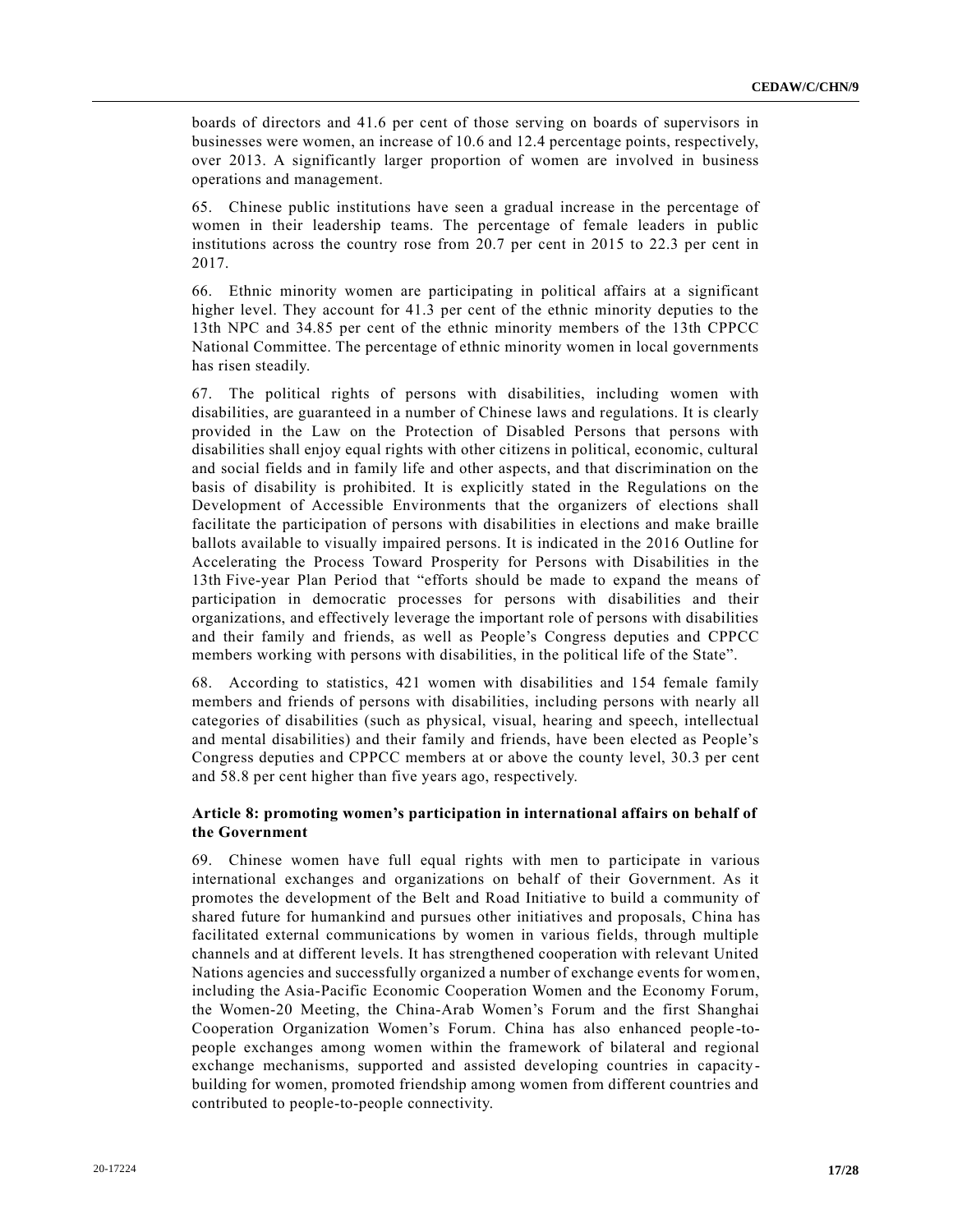boards of directors and 41.6 per cent of those serving on boards of supervisors in businesses were women, an increase of 10.6 and 12.4 percentage points, respectively, over 2013. A significantly larger proportion of women are involved in business operations and management.

65. Chinese public institutions have seen a gradual increase in the percentage of women in their leadership teams. The percentage of female leaders in public institutions across the country rose from 20.7 per cent in 2015 to 22.3 per cent in 2017.

66. Ethnic minority women are participating in political affairs at a significant higher level. They account for 41.3 per cent of the ethnic minority deputies to the 13th NPC and 34.85 per cent of the ethnic minority members of the 13th CPPCC National Committee. The percentage of ethnic minority women in local governments has risen steadily.

67. The political rights of persons with disabilities, including women with disabilities, are guaranteed in a number of Chinese laws and regulations. It is clearly provided in the Law on the Protection of Disabled Persons that persons with disabilities shall enjoy equal rights with other citizens in political, economic, cultural and social fields and in family life and other aspects, and that discrimination on the basis of disability is prohibited. It is explicitly stated in the Regulations on the Development of Accessible Environments that the organizers of elections shall facilitate the participation of persons with disabilities in elections and make braille ballots available to visually impaired persons. It is indicated in the 2016 Outline for Accelerating the Process Toward Prosperity for Persons with Disabilities in the 13th Five-year Plan Period that "efforts should be made to expand the means of participation in democratic processes for persons with disabilities and their organizations, and effectively leverage the important role of persons with disabilities and their family and friends, as well as People's Congress deputies and CPPCC members working with persons with disabilities, in the political life of the State".

68. According to statistics, 421 women with disabilities and 154 female family members and friends of persons with disabilities, including persons with nearly all categories of disabilities (such as physical, visual, hearing and speech, intellectual and mental disabilities) and their family and friends, have been elected as People's Congress deputies and CPPCC members at or above the county level, 30.3 per cent and 58.8 per cent higher than five years ago, respectively.

### Article 8: promoting women's participation in international affairs on behalf of the Government

69. Chinese women have full equal rights with men to participate in various international exchanges and organizations on behalf of their Government. As it promotes the development of the Belt and Road Initiative to build a community of shared future for humankind and pursues other initiatives and proposals, China has facilitated external communications by women in various fields, through multiple channels and at different levels. It has strengthened cooperation with relevant United Nations agencies and successfully organized a number of exchange events for women, including the Asia-Pacific Economic Cooperation Women and the Economy Forum, the Women-20 Meeting, the China-Arab Women's Forum and the first Shanghai Cooperation Organization Women's Forum. China has also enhanced people-to-people exchanges among women within the framework of bilateral and regional exchange mechanisms, supported and assisted developing countries in capacity-building for women, promoted friendship among women from different countries and contributed to people-to-people connectivity.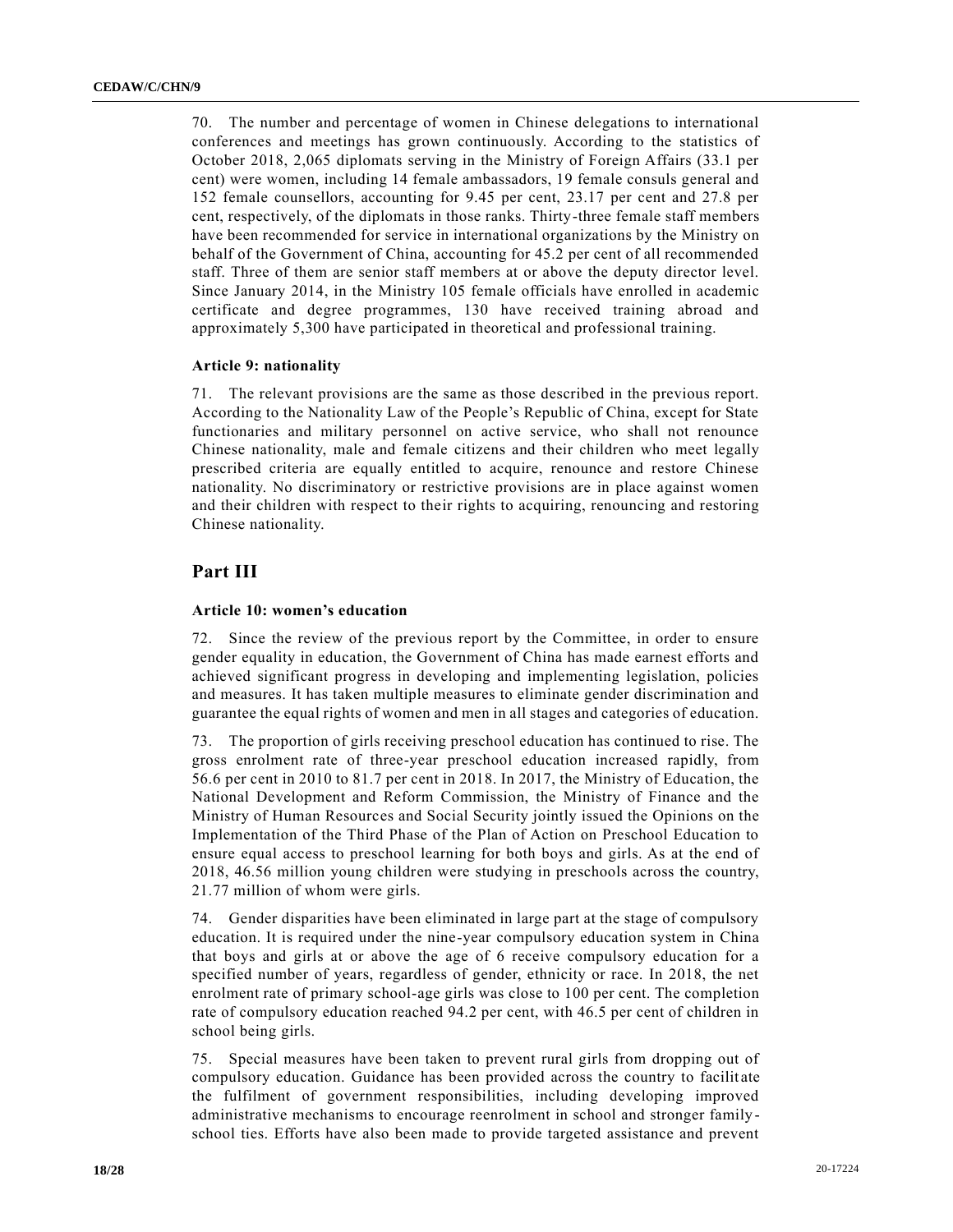70. The number and percentage of women in Chinese delegations to international conferences and meetings has grown continuously. According to the statistics of October 2018, 2,065 diplomats serving in the Ministry of Foreign Affairs (33.1 per cent) were women, including 14 female ambassadors, 19 female consuls general and 152 female counsellors, accounting for 9.45 per cent, 23.17 per cent and 27.8 per cent, respectively, of the diplomats in those ranks. Thirty-three female staff members have been recommended for service in international organizations by the Ministry on behalf of the Government of China, accounting for 45.2 per cent of all recommended staff. Three of them are senior staff members at or above the deputy director level. Since January 2014, in the Ministry 105 female officials have enrolled in academic certificate and degree programmes, 130 have received training abroad and approximately 5,300 have participated in theoretical and professional training.

### Article 9: nationality

71. The relevant provisions are the same as those described in the previous report. According to the Nationality Law of the People's Republic of China, except for State functionaries and military personnel on active service, who shall not renounce Chinese nationality, male and female citizens and their children who meet legally prescribed criteria are equally entitled to acquire, renounce and restore Chinese nationality. No discriminatory or restrictive provisions are in place against women and their children with respect to their rights to acquiring, renouncing and restoring Chinese nationality.

## Part III

### Article 10: women's education

72. Since the review of the previous report by the Committee, in order to ensure gender equality in education, the Government of China has made earnest efforts and achieved significant progress in developing and implementing legislation, policies and measures. It has taken multiple measures to eliminate gender discrimination and guarantee the equal rights of women and men in all stages and categories of education.

73. The proportion of girls receiving preschool education has continued to rise. The gross enrolment rate of three-year preschool education increased rapidly, from 56.6 per cent in 2010 to 81.7 per cent in 2018. In 2017, the Ministry of Education, the National Development and Reform Commission, the Ministry of Finance and the Ministry of Human Resources and Social Security jointly issued the Opinions on the Implementation of the Third Phase of the Plan of Action on Preschool Education to ensure equal access to preschool learning for both boys and girls. As at the end of 2018, 46.56 million young children were studying in preschools across the country, 21.77 million of whom were girls.

74. Gender disparities have been eliminated in large part at the stage of compulsory education. It is required under the nine-year compulsory education system in China that boys and girls at or above the age of 6 receive compulsory education for a specified number of years, regardless of gender, ethnicity or race. In 2018, the net enrolment rate of primary school-age girls was close to 100 per cent. The completion rate of compulsory education reached 94.2 per cent, with 46.5 per cent of children in school being girls.

75. Special measures have been taken to prevent rural girls from dropping out of compulsory education. Guidance has been provided across the country to facilitate the fulfilment of government responsibilities, including developing improved administrative mechanisms to encourage reenrolment in school and stronger family-school ties. Efforts have also been made to provide targeted assistance and prevent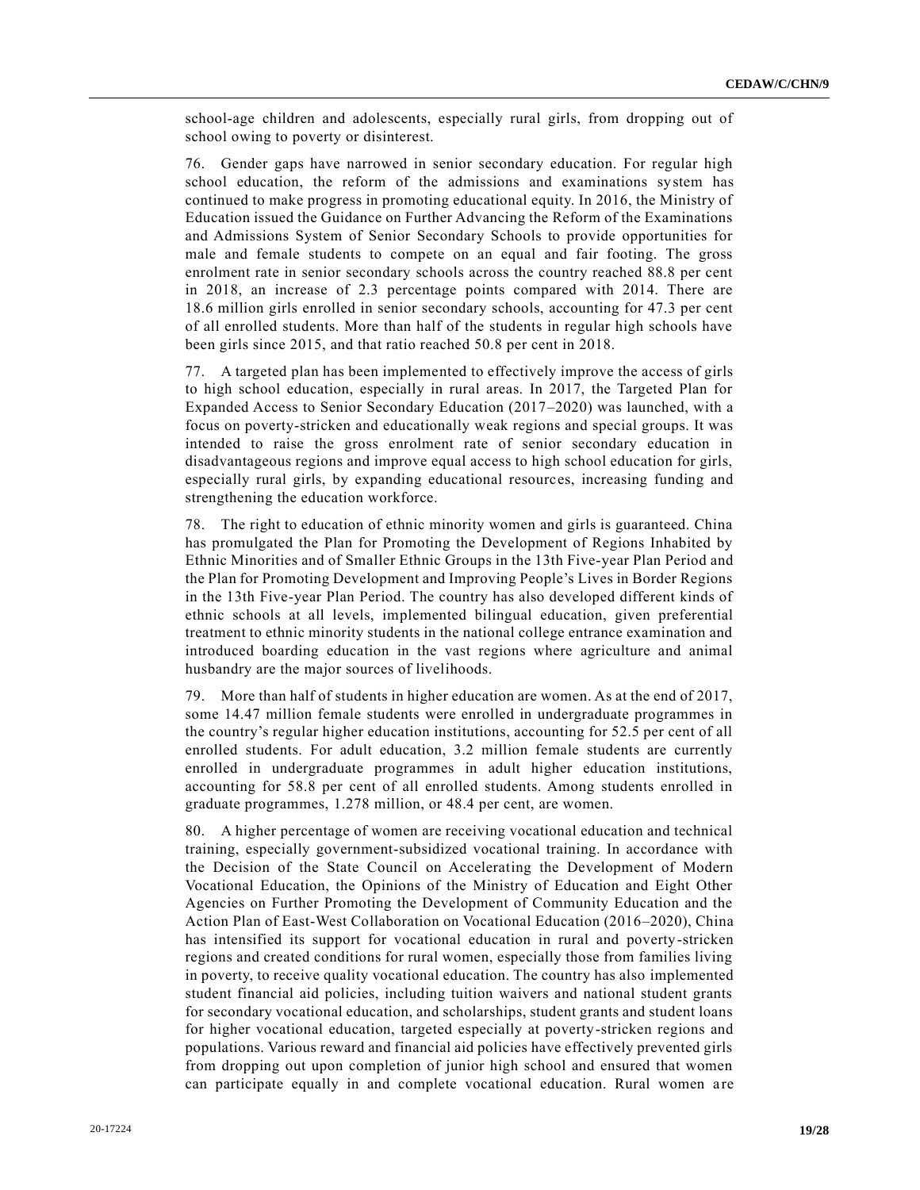school-age children and adolescents, especially rural girls, from dropping out of school owing to poverty or disinterest.

76. Gender gaps have narrowed in senior secondary education. For regular high school education, the reform of the admissions and examinations system has continued to make progress in promoting educational equity. In 2016, the Ministry of Education issued the Guidance on Further Advancing the Reform of the Examinations and Admissions System of Senior Secondary Schools to provide opportunities for male and female students to compete on an equal and fair footing. The gross enrolment rate in senior secondary schools across the country reached 88.8 per cent in 2018, an increase of 2.3 percentage points compared with 2014. There are 18.6 million girls enrolled in senior secondary schools, accounting for 47.3 per cent of all enrolled students. More than half of the students in regular high schools have been girls since 2015, and that ratio reached 50.8 per cent in 2018.

77. A targeted plan has been implemented to effectively improve the access of girls to high school education, especially in rural areas. In 2017, the Targeted Plan for Expanded Access to Senior Secondary Education (2017–2020) was launched, with a focus on poverty-stricken and educationally weak regions and special groups. It was intended to raise the gross enrolment rate of senior secondary education in disadvantageous regions and improve equal access to high school education for girls, especially rural girls, by expanding educational resources, increasing funding and strengthening the education workforce.

78. The right to education of ethnic minority women and girls is guaranteed. China has promulgated the Plan for Promoting the Development of Regions Inhabited by Ethnic Minorities and of Smaller Ethnic Groups in the 13th Five-year Plan Period and the Plan for Promoting Development and Improving People's Lives in Border Regions in the 13th Five-year Plan Period. The country has also developed different kinds of ethnic schools at all levels, implemented bilingual education, given preferential treatment to ethnic minority students in the national college entrance examination and introduced boarding education in the vast regions where agriculture and animal husbandry are the major sources of livelihoods.

79. More than half of students in higher education are women. As at the end of 2017, some 14.47 million female students were enrolled in undergraduate programmes in the country's regular higher education institutions, accounting for 52.5 per cent of all enrolled students. For adult education, 3.2 million female students are currently enrolled in undergraduate programmes in adult higher education institutions, accounting for 58.8 per cent of all enrolled students. Among students enrolled in graduate programmes, 1.278 million, or 48.4 per cent, are women.

80. A higher percentage of women are receiving vocational education and technical training, especially government-subsidized vocational training. In accordance with the Decision of the State Council on Accelerating the Development of Modern Vocational Education, the Opinions of the Ministry of Education and Eight Other Agencies on Further Promoting the Development of Community Education and the Action Plan of East-West Collaboration on Vocational Education (2016–2020), China has intensified its support for vocational education in rural and poverty-stricken regions and created conditions for rural women, especially those from families living in poverty, to receive quality vocational education. The country has also implemented student financial aid policies, including tuition waivers and national student grants for secondary vocational education, and scholarships, student grants and student loans for higher vocational education, targeted especially at poverty-stricken regions and populations. Various reward and financial aid policies have effectively prevented girls from dropping out upon completion of junior high school and ensured that women can participate equally in and complete vocational education. Rural women are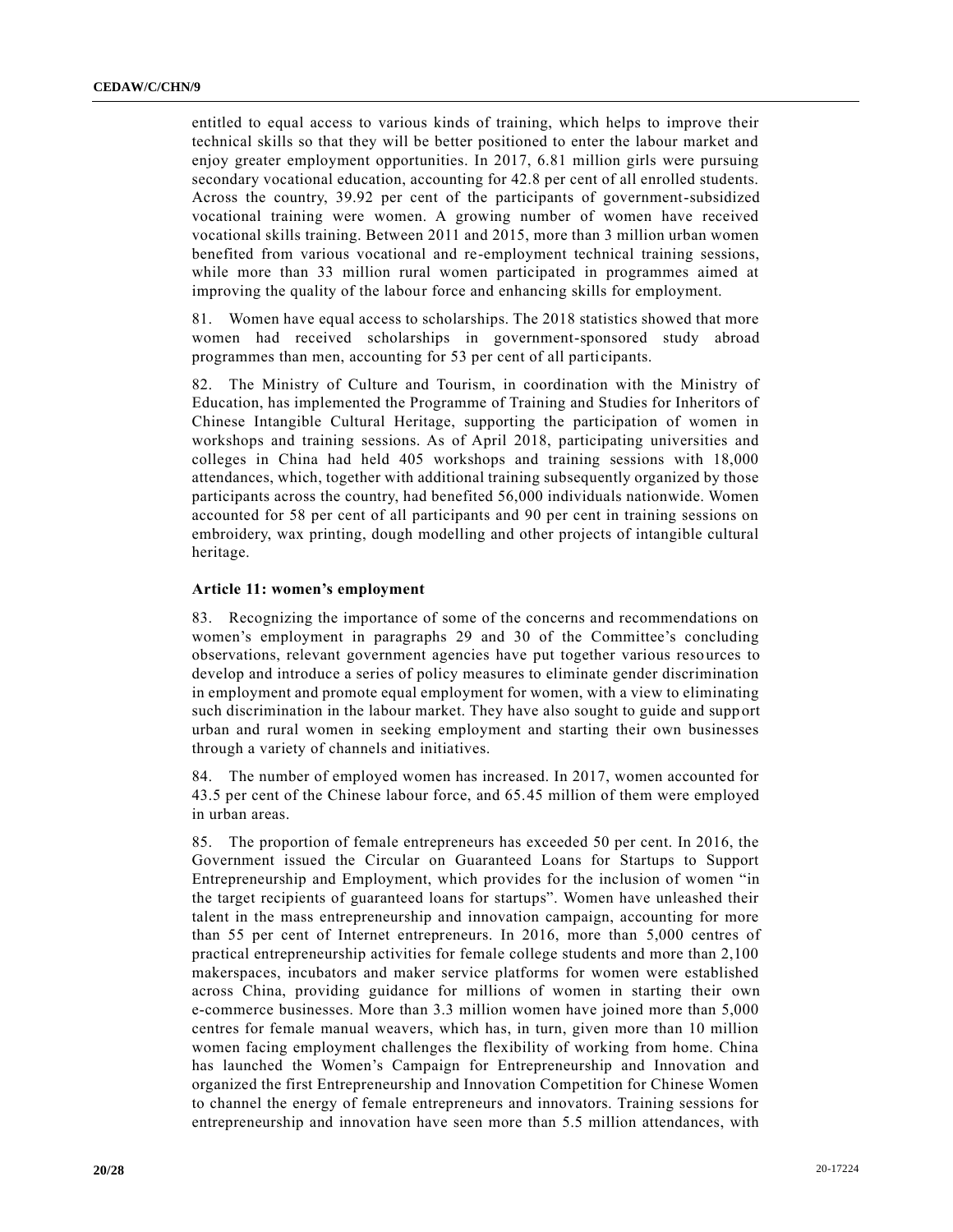entitled to equal access to various kinds of training, which helps to improve their technical skills so that they will be better positioned to enter the labour market and enjoy greater employment opportunities. In 2017, 6.81 million girls were pursuing secondary vocational education, accounting for 42.8 per cent of all enrolled students. Across the country, 39.92 per cent of the participants of government-subsidized vocational training were women. A growing number of women have received vocational skills training. Between 2011 and 2015, more than 3 million urban women benefited from various vocational and re-employment technical training sessions, while more than 33 million rural women participated in programmes aimed at improving the quality of the labour force and enhancing skills for employment.

81. Women have equal access to scholarships. The 2018 statistics showed that more women had received scholarships in government-sponsored study abroad programmes than men, accounting for 53 per cent of all participants.

82. The Ministry of Culture and Tourism, in coordination with the Ministry of Education, has implemented the Programme of Training and Studies for Inheritors of Chinese Intangible Cultural Heritage, supporting the participation of women in workshops and training sessions. As of April 2018, participating universities and colleges in China had held 405 workshops and training sessions with 18,000 attendances, which, together with additional training subsequently organized by those participants across the country, had benefited 56,000 individuals nationwide. Women accounted for 58 per cent of all participants and 90 per cent in training sessions on embroidery, wax printing, dough modelling and other projects of intangible cultural heritage.

### Article 11: women's employment

83. Recognizing the importance of some of the concerns and recommendations on women's employment in paragraphs 29 and 30 of the Committee's concluding observations, relevant government agencies have put together various resources to develop and introduce a series of policy measures to eliminate gender discrimination in employment and promote equal employment for women, with a view to eliminating such discrimination in the labour market. They have also sought to guide and support urban and rural women in seeking employment and starting their own businesses through a variety of channels and initiatives.

84. The number of employed women has increased. In 2017, women accounted for 43.5 per cent of the Chinese labour force, and 65.45 million of them were employed in urban areas.

85. The proportion of female entrepreneurs has exceeded 50 per cent. In 2016, the Government issued the Circular on Guaranteed Loans for Startups to Support Entrepreneurship and Employment, which provides for the inclusion of women "in the target recipients of guaranteed loans for startups". Women have unleashed their talent in the mass entrepreneurship and innovation campaign, accounting for more than 55 per cent of Internet entrepreneurs. In 2016, more than 5,000 centres of practical entrepreneurship activities for female college students and more than 2,100 makerspaces, incubators and maker service platforms for women were established across China, providing guidance for millions of women in starting their own e-commerce businesses. More than 3.3 million women have joined more than 5,000 centres for female manual weavers, which has, in turn, given more than 10 million women facing employment challenges the flexibility of working from home. China has launched the Women's Campaign for Entrepreneurship and Innovation and organized the first Entrepreneurship and Innovation Competition for Chinese Women to channel the energy of female entrepreneurs and innovators. Training sessions for entrepreneurship and innovation have seen more than 5.5 million attendances, with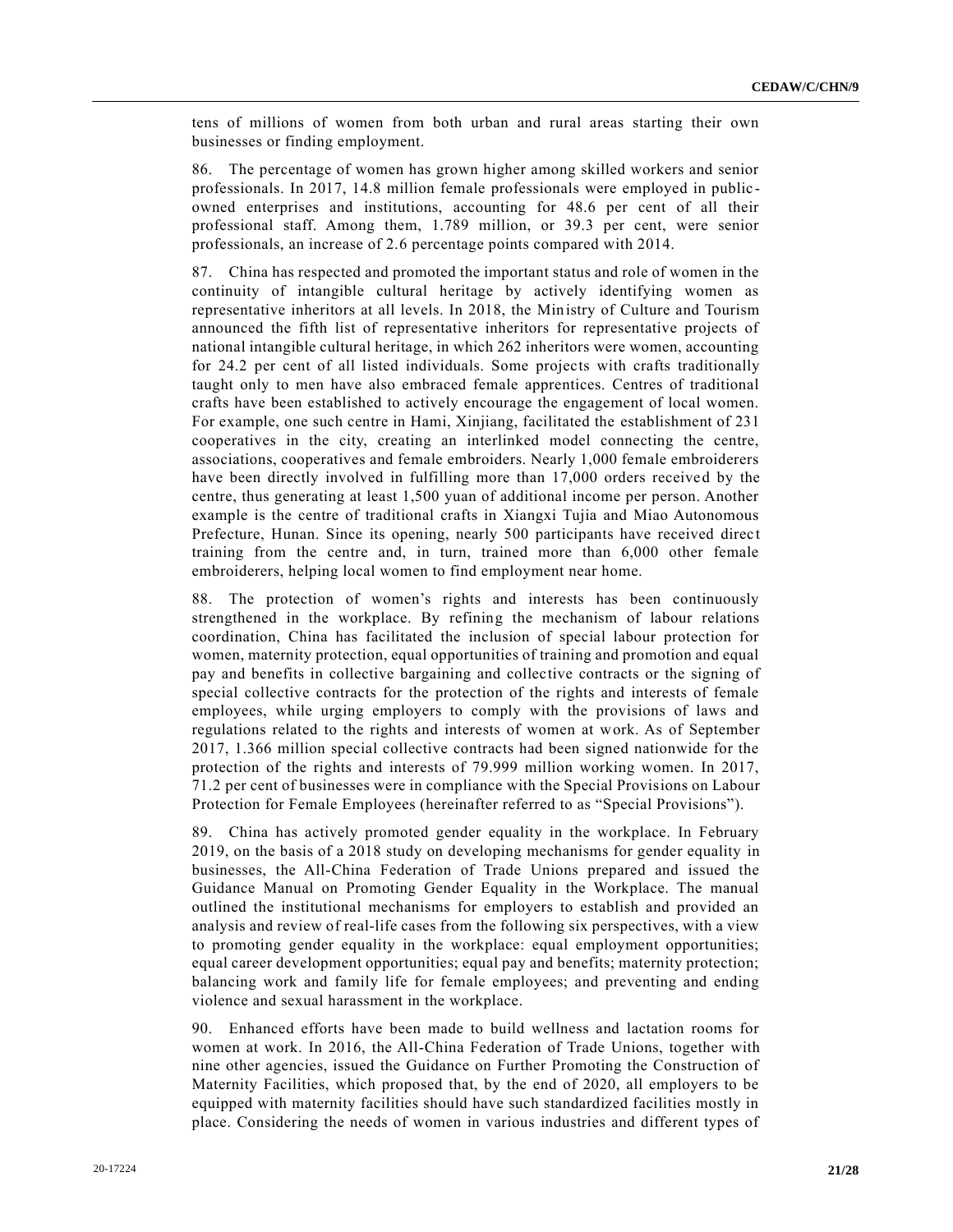tens of millions of women from both urban and rural areas starting their own businesses or finding employment.

86. The percentage of women has grown higher among skilled workers and senior professionals. In 2017, 14.8 million female professionals were employed in public-owned enterprises and institutions, accounting for 48.6 per cent of all their professional staff. Among them, 1.789 million, or 39.3 per cent, were senior professionals, an increase of 2.6 percentage points compared with 2014.

87. China has respected and promoted the important status and role of women in the continuity of intangible cultural heritage by actively identifying women as representative inheritors at all levels. In 2018, the Ministry of Culture and Tourism announced the fifth list of representative inheritors for representative projects of national intangible cultural heritage, in which 262 inheritors were women, accounting for 24.2 per cent of all listed individuals. Some projects with crafts traditionally taught only to men have also embraced female apprentices. Centres of traditional crafts have been established to actively encourage the engagement of local women. For example, one such centre in Hami, Xinjiang, facilitated the establishment of 231 cooperatives in the city, creating an interlinked model connecting the centre, associations, cooperatives and female embroiders. Nearly 1,000 female embroiderers have been directly involved in fulfilling more than 17,000 orders received by the centre, thus generating at least 1,500 yuan of additional income per person. Another example is the centre of traditional crafts in Xiangxi Tujia and Miao Autonomous Prefecture, Hunan. Since its opening, nearly 500 participants have received direct training from the centre and, in turn, trained more than 6,000 other female embroiderers, helping local women to find employment near home.

88. The protection of women's rights and interests has been continuously strengthened in the workplace. By refining the mechanism of labour relations coordination, China has facilitated the inclusion of special labour protection for women, maternity protection, equal opportunities of training and promotion and equal pay and benefits in collective bargaining and collective contracts or the signing of special collective contracts for the protection of the rights and interests of female employees, while urging employers to comply with the provisions of laws and regulations related to the rights and interests of women at work. As of September 2017, 1.366 million special collective contracts had been signed nationwide for the protection of the rights and interests of 79.999 million working women. In 2017, 71.2 per cent of businesses were in compliance with the Special Provisions on Labour Protection for Female Employees (hereinafter referred to as "Special Provisions").

89. China has actively promoted gender equality in the workplace. In February 2019, on the basis of a 2018 study on developing mechanisms for gender equality in businesses, the All-China Federation of Trade Unions prepared and issued the Guidance Manual on Promoting Gender Equality in the Workplace. The manual outlined the institutional mechanisms for employers to establish and provided an analysis and review of real-life cases from the following six perspectives, with a view to promoting gender equality in the workplace: equal employment opportunities; equal career development opportunities; equal pay and benefits; maternity protection; balancing work and family life for female employees; and preventing and ending violence and sexual harassment in the workplace.

90. Enhanced efforts have been made to build wellness and lactation rooms for women at work. In 2016, the All-China Federation of Trade Unions, together with nine other agencies, issued the Guidance on Further Promoting the Construction of Maternity Facilities, which proposed that, by the end of 2020, all employers to be equipped with maternity facilities should have such standardized facilities mostly in place. Considering the needs of women in various industries and different types of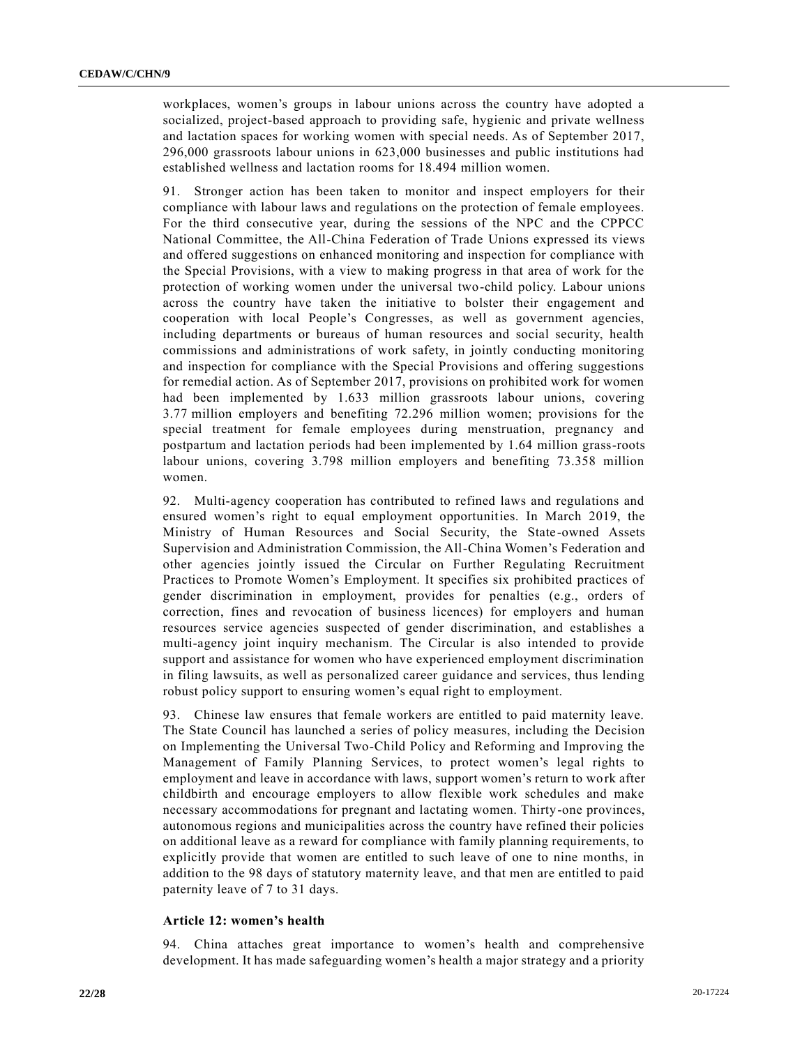workplaces, women's groups in labour unions across the country have adopted a socialized, project-based approach to providing safe, hygienic and private wellness and lactation spaces for working women with special needs. As of September 2017, 296,000 grassroots labour unions in 623,000 businesses and public institutions had established wellness and lactation rooms for 18.494 million women.

91. Stronger action has been taken to monitor and inspect employers for their compliance with labour laws and regulations on the protection of female employees. For the third consecutive year, during the sessions of the NPC and the CPPCC National Committee, the All-China Federation of Trade Unions expressed its views and offered suggestions on enhanced monitoring and inspection for compliance with the Special Provisions, with a view to making progress in that area of work for the protection of working women under the universal two-child policy. Labour unions across the country have taken the initiative to bolster their engagement and cooperation with local People's Congresses, as well as government agencies, including departments or bureaus of human resources and social security, health commissions and administrations of work safety, in jointly conducting monitoring and inspection for compliance with the Special Provisions and offering suggestions for remedial action. As of September 2017, provisions on prohibited work for women had been implemented by 1.633 million grassroots labour unions, covering 3.77 million employers and benefiting 72.296 million women; provisions for the special treatment for female employees during menstruation, pregnancy and postpartum and lactation periods had been implemented by 1.64 million grass-roots labour unions, covering 3.798 million employers and benefiting 73.358 million women.

92. Multi-agency cooperation has contributed to refined laws and regulations and ensured women's right to equal employment opportunities. In March 2019, the Ministry of Human Resources and Social Security, the State-owned Assets Supervision and Administration Commission, the All-China Women's Federation and other agencies jointly issued the Circular on Further Regulating Recruitment Practices to Promote Women's Employment. It specifies six prohibited practices of gender discrimination in employment, provides for penalties (e.g., orders of correction, fines and revocation of business licences) for employers and human resources service agencies suspected of gender discrimination, and establishes a multi-agency joint inquiry mechanism. The Circular is also intended to provide support and assistance for women who have experienced employment discrimination in filing lawsuits, as well as personalized career guidance and services, thus lending robust policy support to ensuring women's equal right to employment.

93. Chinese law ensures that female workers are entitled to paid maternity leave. The State Council has launched a series of policy measures, including the Decision on Implementing the Universal Two-Child Policy and Reforming and Improving the Management of Family Planning Services, to protect women's legal rights to employment and leave in accordance with laws, support women's return to work after childbirth and encourage employers to allow flexible work schedules and make necessary accommodations for pregnant and lactating women. Thirty-one provinces, autonomous regions and municipalities across the country have refined their policies on additional leave as a reward for compliance with family planning requirements, to explicitly provide that women are entitled to such leave of one to nine months, in addition to the 98 days of statutory maternity leave, and that men are entitled to paid paternity leave of 7 to 31 days.

### Article 12: women's health

94. China attaches great importance to women's health and comprehensive development. It has made safeguarding women's health a major strategy and a priority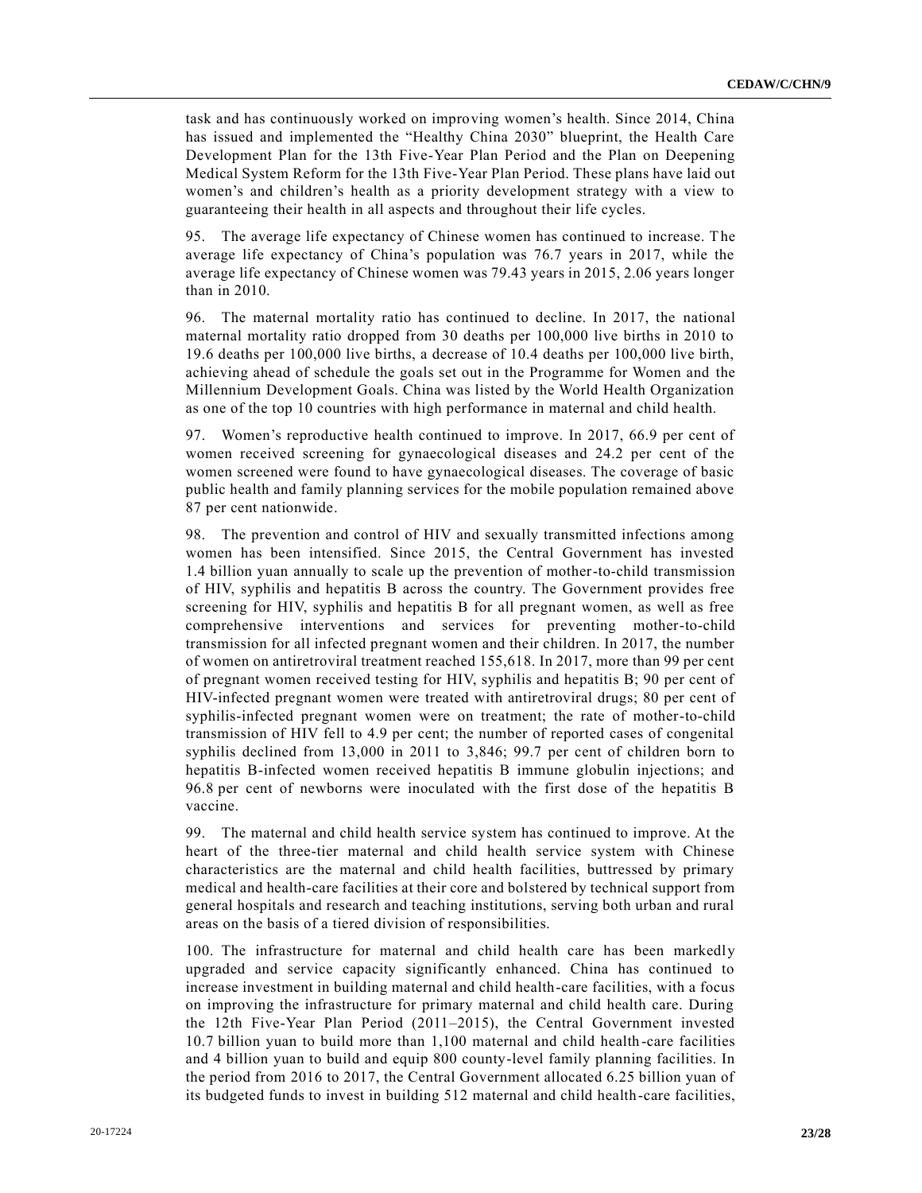task and has continuously worked on improving women's health. Since 2014, China has issued and implemented the "Healthy China 2030" blueprint, the Health Care Development Plan for the 13th Five-Year Plan Period and the Plan on Deepening Medical System Reform for the 13th Five-Year Plan Period. These plans have laid out women's and children's health as a priority development strategy with a view to guaranteeing their health in all aspects and throughout their life cycles.

95. The average life expectancy of Chinese women has continued to increase. The average life expectancy of China's population was 76.7 years in 2017, while the average life expectancy of Chinese women was 79.43 years in 2015, 2.06 years longer than in 2010.

96. The maternal mortality ratio has continued to decline. In 2017, the national maternal mortality ratio dropped from 30 deaths per 100,000 live births in 2010 to 19.6 deaths per 100,000 live births, a decrease of 10.4 deaths per 100,000 live birth, achieving ahead of schedule the goals set out in the Programme for Women and the Millennium Development Goals. China was listed by the World Health Organization as one of the top 10 countries with high performance in maternal and child health.

97. Women's reproductive health continued to improve. In 2017, 66.9 per cent of women received screening for gynaecological diseases and 24.2 per cent of the women screened were found to have gynaecological diseases. The coverage of basic public health and family planning services for the mobile population remained above 87 per cent nationwide.

98. The prevention and control of HIV and sexually transmitted infections among women has been intensified. Since 2015, the Central Government has invested 1.4 billion yuan annually to scale up the prevention of mother-to-child transmission of HIV, syphilis and hepatitis B across the country. The Government provides free screening for HIV, syphilis and hepatitis B for all pregnant women, as well as free comprehensive interventions and services for preventing mother-to-child transmission for all infected pregnant women and their children. In 2017, the number of women on antiretroviral treatment reached 155,618. In 2017, more than 99 per cent of pregnant women received testing for HIV, syphilis and hepatitis B; 90 per cent of HIV-infected pregnant women were treated with antiretroviral drugs; 80 per cent of syphilis-infected pregnant women were on treatment; the rate of mother-to-child transmission of HIV fell to 4.9 per cent; the number of reported cases of congenital syphilis declined from 13,000 in 2011 to 3,846; 99.7 per cent of children born to hepatitis B-infected women received hepatitis B immune globulin injections; and 96.8 per cent of newborns were inoculated with the first dose of the hepatitis B vaccine.

99. The maternal and child health service system has continued to improve. At the heart of the three-tier maternal and child health service system with Chinese characteristics are the maternal and child health facilities, buttressed by primary medical and health-care facilities at their core and bolstered by technical support from general hospitals and research and teaching institutions, serving both urban and rural areas on the basis of a tiered division of responsibilities.

100. The infrastructure for maternal and child health care has been markedly upgraded and service capacity significantly enhanced. China has continued to increase investment in building maternal and child health-care facilities, with a focus on improving the infrastructure for primary maternal and child health care. During the 12th Five-Year Plan Period (2011–2015), the Central Government invested 10.7 billion yuan to build more than 1,100 maternal and child health-care facilities and 4 billion yuan to build and equip 800 county-level family planning facilities. In the period from 2016 to 2017, the Central Government allocated 6.25 billion yuan of its budgeted funds to invest in building 512 maternal and child health-care facilities,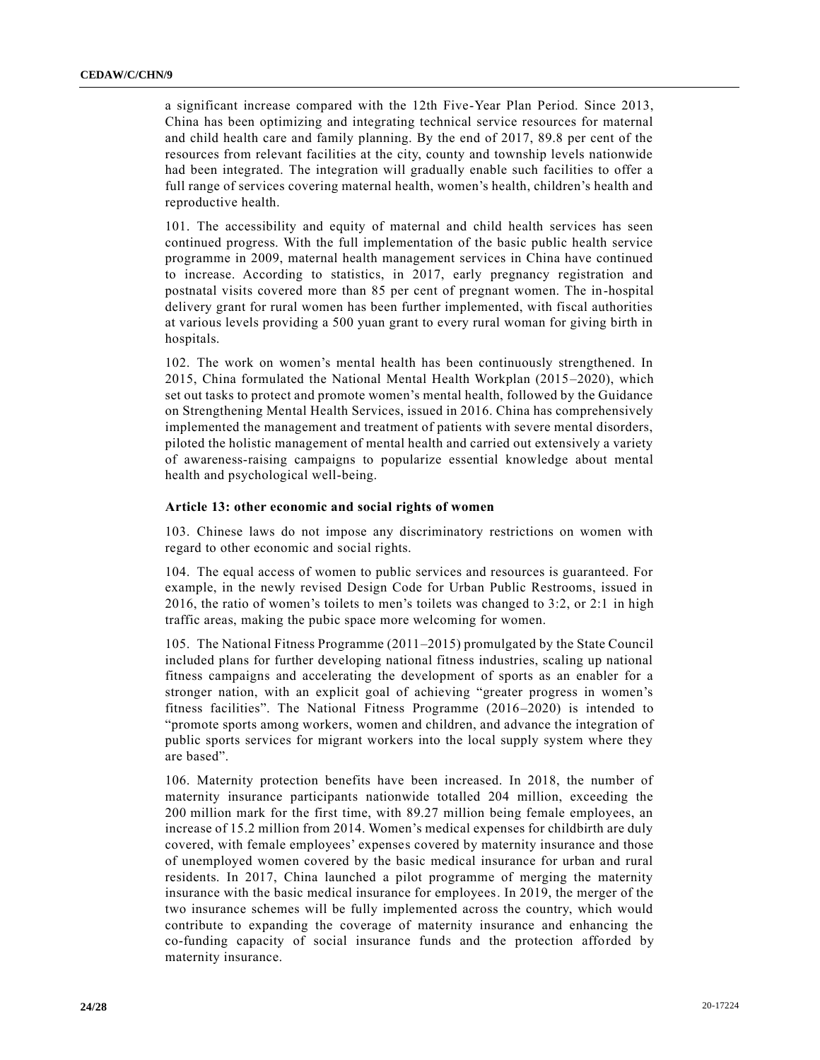a significant increase compared with the 12th Five-Year Plan Period. Since 2013, China has been optimizing and integrating technical service resources for maternal and child health care and family planning. By the end of 2017, 89.8 per cent of the resources from relevant facilities at the city, county and township levels nationwide had been integrated. The integration will gradually enable such facilities to offer a full range of services covering maternal health, women's health, children's health and reproductive health.

101. The accessibility and equity of maternal and child health services has seen continued progress. With the full implementation of the basic public health service programme in 2009, maternal health management services in China have continued to increase. According to statistics, in 2017, early pregnancy registration and postnatal visits covered more than 85 per cent of pregnant women. The in-hospital delivery grant for rural women has been further implemented, with fiscal authorities at various levels providing a 500 yuan grant to every rural woman for giving birth in hospitals.

102. The work on women's mental health has been continuously strengthened. In 2015, China formulated the National Mental Health Workplan (2015–2020), which set out tasks to protect and promote women's mental health, followed by the Guidance on Strengthening Mental Health Services, issued in 2016. China has comprehensively implemented the management and treatment of patients with severe mental disorders, piloted the holistic management of mental health and carried out extensively a variety of awareness-raising campaigns to popularize essential knowledge about mental health and psychological well-being.

### Article 13: other economic and social rights of women

103. Chinese laws do not impose any discriminatory restrictions on women with regard to other economic and social rights.

104. The equal access of women to public services and resources is guaranteed. For example, in the newly revised Design Code for Urban Public Restrooms, issued in 2016, the ratio of women's toilets to men's toilets was changed to 3:2, or 2:1 in high traffic areas, making the pubic space more welcoming for women.

105. The National Fitness Programme (2011–2015) promulgated by the State Council included plans for further developing national fitness industries, scaling up national fitness campaigns and accelerating the development of sports as an enabler for a stronger nation, with an explicit goal of achieving "greater progress in women's fitness facilities". The National Fitness Programme (2016–2020) is intended to "promote sports among workers, women and children, and advance the integration of public sports services for migrant workers into the local supply system where they are based".

106. Maternity protection benefits have been increased. In 2018, the number of maternity insurance participants nationwide totalled 204 million, exceeding the 200 million mark for the first time, with 89.27 million being female employees, an increase of 15.2 million from 2014. Women's medical expenses for childbirth are duly covered, with female employees' expenses covered by maternity insurance and those of unemployed women covered by the basic medical insurance for urban and rural residents. In 2017, China launched a pilot programme of merging the maternity insurance with the basic medical insurance for employees. In 2019, the merger of the two insurance schemes will be fully implemented across the country, which would contribute to expanding the coverage of maternity insurance and enhancing the co-funding capacity of social insurance funds and the protection afforded by maternity insurance.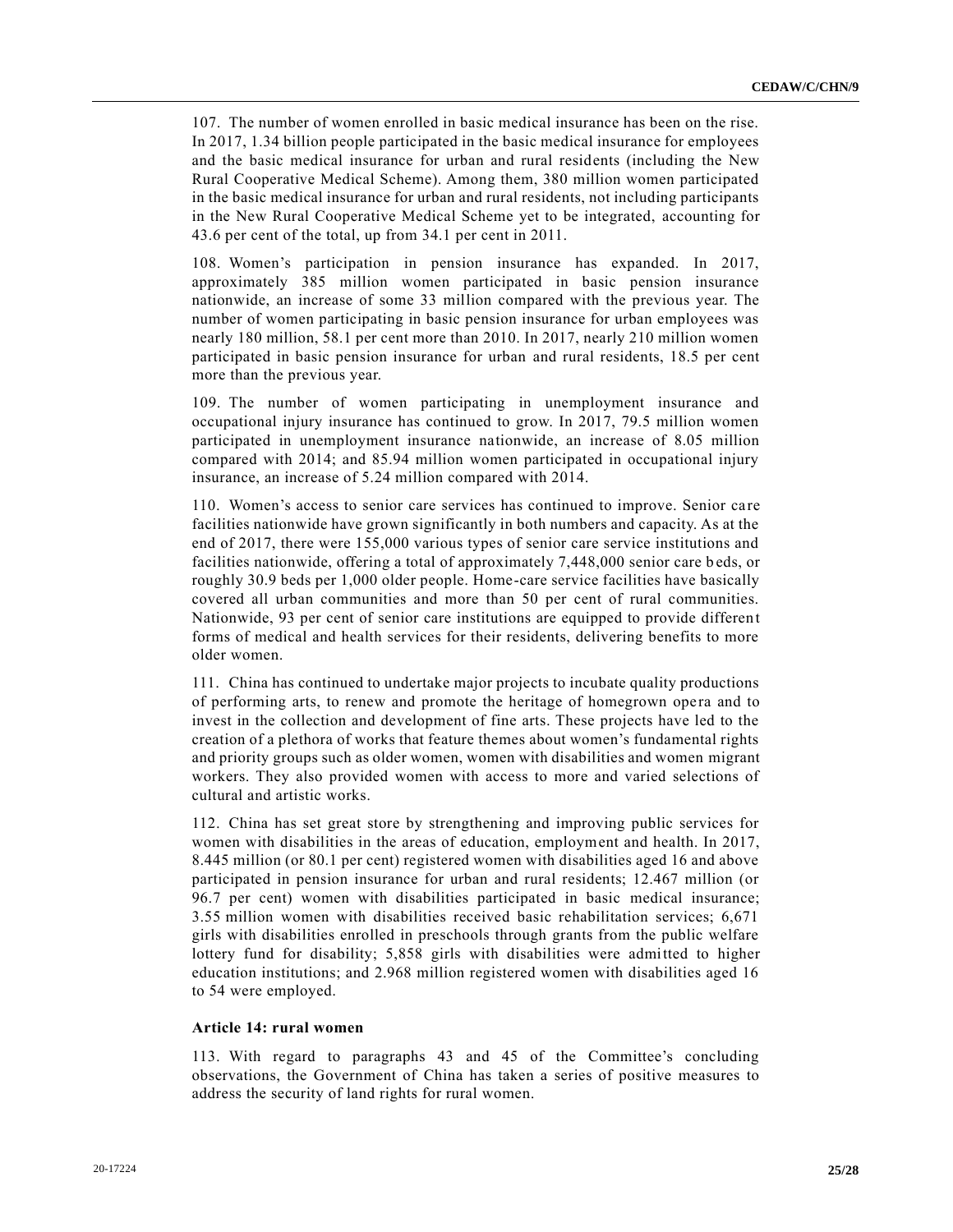107. The number of women enrolled in basic medical insurance has been on the rise. In 2017, 1.34 billion people participated in the basic medical insurance for employees and the basic medical insurance for urban and rural residents (including the New Rural Cooperative Medical Scheme). Among them, 380 million women participated in the basic medical insurance for urban and rural residents, not including participants in the New Rural Cooperative Medical Scheme yet to be integrated, accounting for 43.6 per cent of the total, up from 34.1 per cent in 2011.

108. Women's participation in pension insurance has expanded. In 2017, approximately 385 million women participated in basic pension insurance nationwide, an increase of some 33 million compared with the previous year. The number of women participating in basic pension insurance for urban employees was nearly 180 million, 58.1 per cent more than 2010. In 2017, nearly 210 million women participated in basic pension insurance for urban and rural residents, 18.5 per cent more than the previous year.

109. The number of women participating in unemployment insurance and occupational injury insurance has continued to grow. In 2017, 79.5 million women participated in unemployment insurance nationwide, an increase of 8.05 million compared with 2014; and 85.94 million women participated in occupational injury insurance, an increase of 5.24 million compared with 2014.

110. Women's access to senior care services has continued to improve. Senior care facilities nationwide have grown significantly in both numbers and capacity. As at the end of 2017, there were 155,000 various types of senior care service institutions and facilities nationwide, offering a total of approximately 7,448,000 senior care beds, or roughly 30.9 beds per 1,000 older people. Home-care service facilities have basically covered all urban communities and more than 50 per cent of rural communities. Nationwide, 93 per cent of senior care institutions are equipped to provide different forms of medical and health services for their residents, delivering benefits to more older women.

111. China has continued to undertake major projects to incubate quality productions of performing arts, to renew and promote the heritage of homegrown opera and to invest in the collection and development of fine arts. These projects have led to the creation of a plethora of works that feature themes about women's fundamental rights and priority groups such as older women, women with disabilities and women migrant workers. They also provided women with access to more and varied selections of cultural and artistic works.

112. China has set great store by strengthening and improving public services for women with disabilities in the areas of education, employment and health. In 2017, 8.445 million (or 80.1 per cent) registered women with disabilities aged 16 and above participated in pension insurance for urban and rural residents; 12.467 million (or 96.7 per cent) women with disabilities participated in basic medical insurance; 3.55 million women with disabilities received basic rehabilitation services; 6,671 girls with disabilities enrolled in preschools through grants from the public welfare lottery fund for disability; 5,858 girls with disabilities were admitted to higher education institutions; and 2.968 million registered women with disabilities aged 16 to 54 were employed.

### Article 14: rural women

113. With regard to paragraphs 43 and 45 of the Committee's concluding observations, the Government of China has taken a series of positive measures to address the security of land rights for rural women.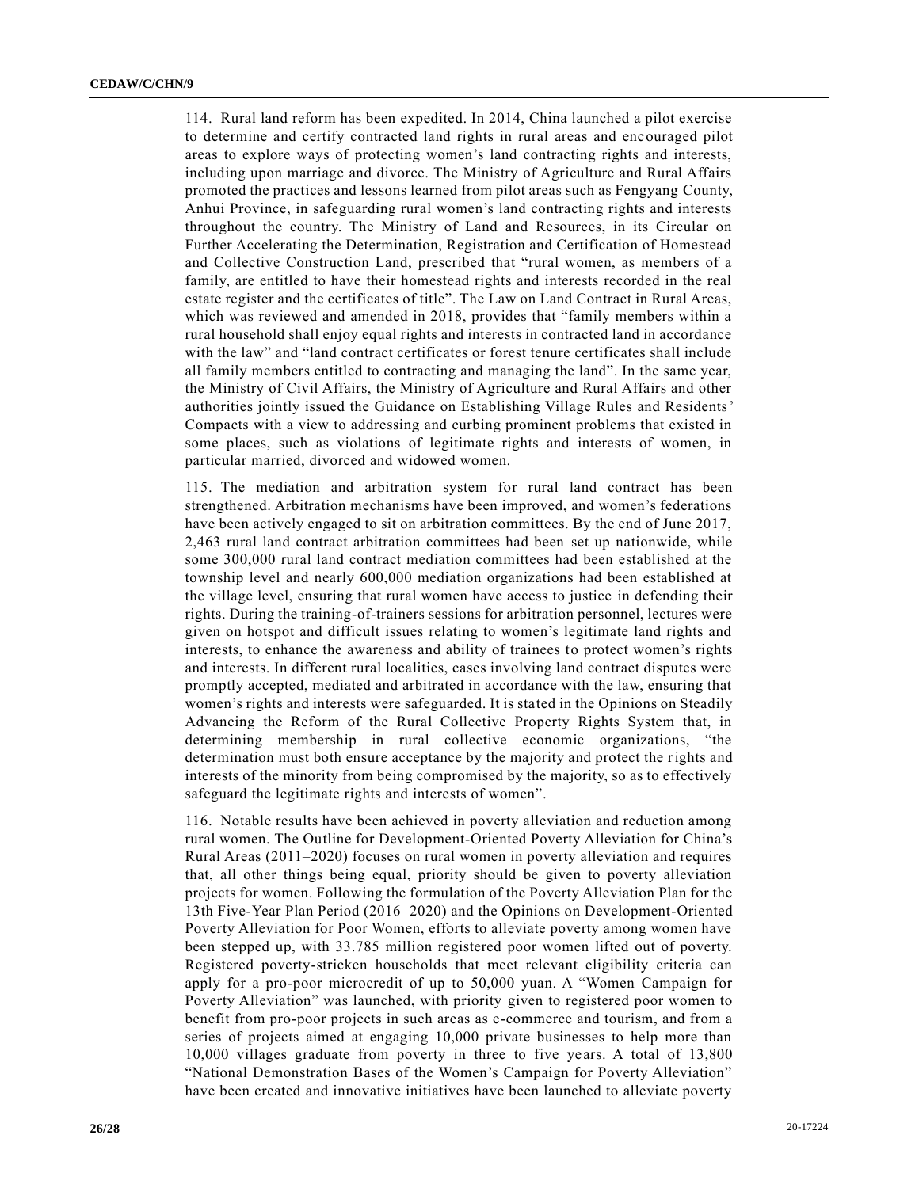114. Rural land reform has been expedited. In 2014, China launched a pilot exercise to determine and certify contracted land rights in rural areas and encouraged pilot areas to explore ways of protecting women's land contracting rights and interests, including upon marriage and divorce. The Ministry of Agriculture and Rural Affairs promoted the practices and lessons learned from pilot areas such as Fengyang County, Anhui Province, in safeguarding rural women's land contracting rights and interests throughout the country. The Ministry of Land and Resources, in its Circular on Further Accelerating the Determination, Registration and Certification of Homestead and Collective Construction Land, prescribed that "rural women, as members of a family, are entitled to have their homestead rights and interests recorded in the real estate register and the certificates of title". The Law on Land Contract in Rural Areas, which was reviewed and amended in 2018, provides that "family members within a rural household shall enjoy equal rights and interests in contracted land in accordance with the law" and "land contract certificates or forest tenure certificates shall include all family members entitled to contracting and managing the land". In the same year, the Ministry of Civil Affairs, the Ministry of Agriculture and Rural Affairs and other authorities jointly issued the Guidance on Establishing Village Rules and Residents' Compacts with a view to addressing and curbing prominent problems that existed in some places, such as violations of legitimate rights and interests of women, in particular married, divorced and widowed women.

115. The mediation and arbitration system for rural land contract has been strengthened. Arbitration mechanisms have been improved, and women's federations have been actively engaged to sit on arbitration committees. By the end of June 2017, 2,463 rural land contract arbitration committees had been set up nationwide, while some 300,000 rural land contract mediation committees had been established at the township level and nearly 600,000 mediation organizations had been established at the village level, ensuring that rural women have access to justice in defending their rights. During the training-of-trainers sessions for arbitration personnel, lectures were given on hotspot and difficult issues relating to women's legitimate land rights and interests, to enhance the awareness and ability of trainees to protect women's rights and interests. In different rural localities, cases involving land contract disputes were promptly accepted, mediated and arbitrated in accordance with the law, ensuring that women's rights and interests were safeguarded. It is stated in the Opinions on Steadily Advancing the Reform of the Rural Collective Property Rights System that, in determining membership in rural collective economic organizations, "the determination must both ensure acceptance by the majority and protect the rights and interests of the minority from being compromised by the majority, so as to effectively safeguard the legitimate rights and interests of women".

116. Notable results have been achieved in poverty alleviation and reduction among rural women. The Outline for Development-Oriented Poverty Alleviation for China's Rural Areas (2011–2020) focuses on rural women in poverty alleviation and requires that, all other things being equal, priority should be given to poverty alleviation projects for women. Following the formulation of the Poverty Alleviation Plan for the 13th Five-Year Plan Period (2016–2020) and the Opinions on Development-Oriented Poverty Alleviation for Poor Women, efforts to alleviate poverty among women have been stepped up, with 33.785 million registered poor women lifted out of poverty. Registered poverty-stricken households that meet relevant eligibility criteria can apply for a pro-poor microcredit of up to 50,000 yuan. A "Women Campaign for Poverty Alleviation" was launched, with priority given to registered poor women to benefit from pro-poor projects in such areas as e-commerce and tourism, and from a series of projects aimed at engaging 10,000 private businesses to help more than 10,000 villages graduate from poverty in three to five years. A total of 13,800 "National Demonstration Bases of the Women's Campaign for Poverty Alleviation" have been created and innovative initiatives have been launched to alleviate poverty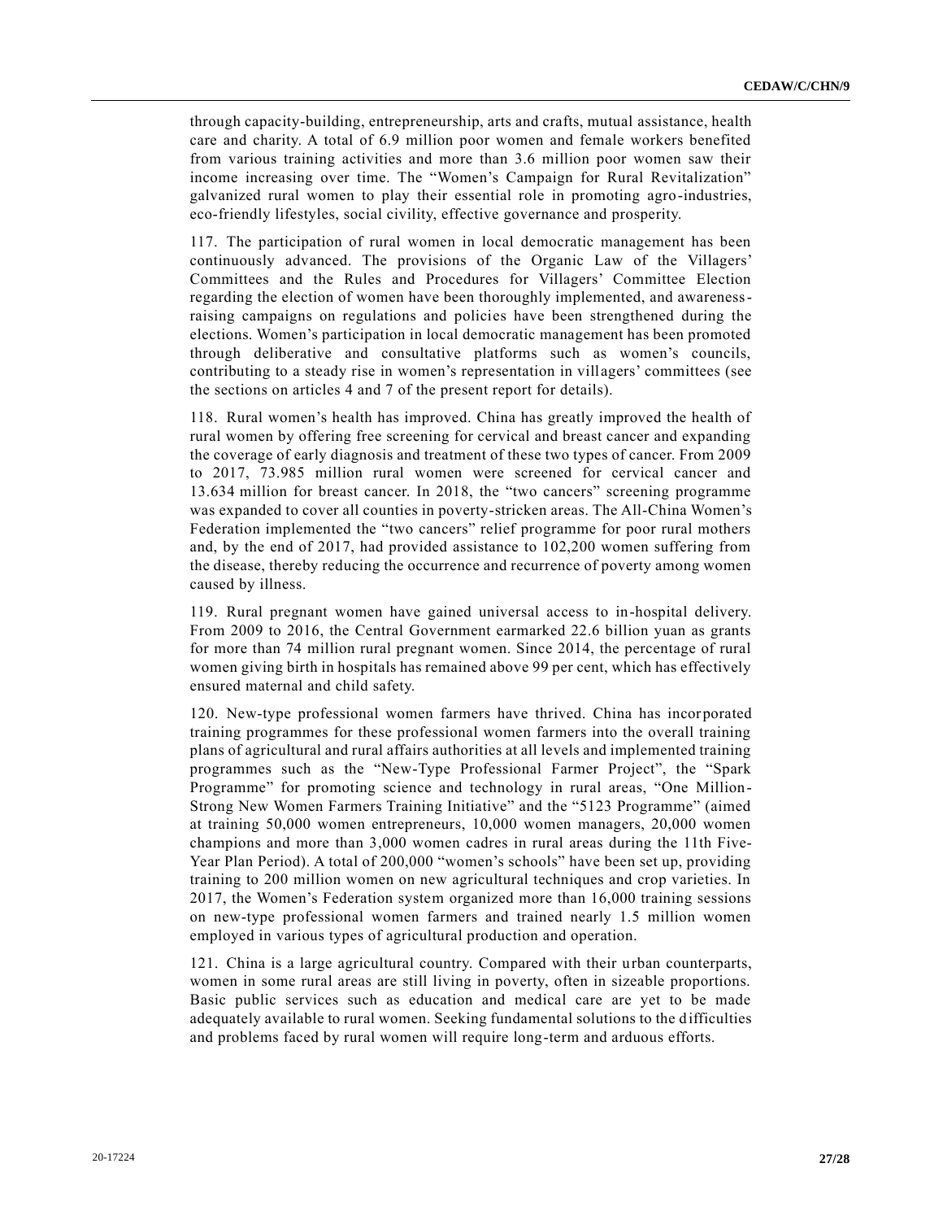through capacity-building, entrepreneurship, arts and crafts, mutual assistance, health care and charity. A total of 6.9 million poor women and female workers benefited from various training activities and more than 3.6 million poor women saw their income increasing over time. The "Women's Campaign for Rural Revitalization" galvanized rural women to play their essential role in promoting agro-industries, eco-friendly lifestyles, social civility, effective governance and prosperity.

117. The participation of rural women in local democratic management has been continuously advanced. The provisions of the Organic Law of the Villagers' Committees and the Rules and Procedures for Villagers' Committee Election regarding the election of women have been thoroughly implemented, and awareness-raising campaigns on regulations and policies have been strengthened during the elections. Women's participation in local democratic management has been promoted through deliberative and consultative platforms such as women's councils, contributing to a steady rise in women's representation in villagers' committees (see the sections on articles 4 and 7 of the present report for details).

118. Rural women's health has improved. China has greatly improved the health of rural women by offering free screening for cervical and breast cancer and expanding the coverage of early diagnosis and treatment of these two types of cancer. From 2009 to 2017, 73.985 million rural women were screened for cervical cancer and 13.634 million for breast cancer. In 2018, the "two cancers" screening programme was expanded to cover all counties in poverty-stricken areas. The All-China Women's Federation implemented the "two cancers" relief programme for poor rural mothers and, by the end of 2017, had provided assistance to 102,200 women suffering from the disease, thereby reducing the occurrence and recurrence of poverty among women caused by illness.

119. Rural pregnant women have gained universal access to in-hospital delivery. From 2009 to 2016, the Central Government earmarked 22.6 billion yuan as grants for more than 74 million rural pregnant women. Since 2014, the percentage of rural women giving birth in hospitals has remained above 99 per cent, which has effectively ensured maternal and child safety.

120. New-type professional women farmers have thrived. China has incorporated training programmes for these professional women farmers into the overall training plans of agricultural and rural affairs authorities at all levels and implemented training programmes such as the "New-Type Professional Farmer Project", the "Spark Programme" for promoting science and technology in rural areas, "One Million-Strong New Women Farmers Training Initiative" and the "5123 Programme" (aimed at training 50,000 women entrepreneurs, 10,000 women managers, 20,000 women champions and more than 3,000 women cadres in rural areas during the 11th Five-Year Plan Period). A total of 200,000 "women's schools" have been set up, providing training to 200 million women on new agricultural techniques and crop varieties. In 2017, the Women's Federation system organized more than 16,000 training sessions on new-type professional women farmers and trained nearly 1.5 million women employed in various types of agricultural production and operation.

121. China is a large agricultural country. Compared with their urban counterparts, women in some rural areas are still living in poverty, often in sizeable proportions. Basic public services such as education and medical care are yet to be made adequately available to rural women. Seeking fundamental solutions to the difficulties and problems faced by rural women will require long-term and arduous efforts.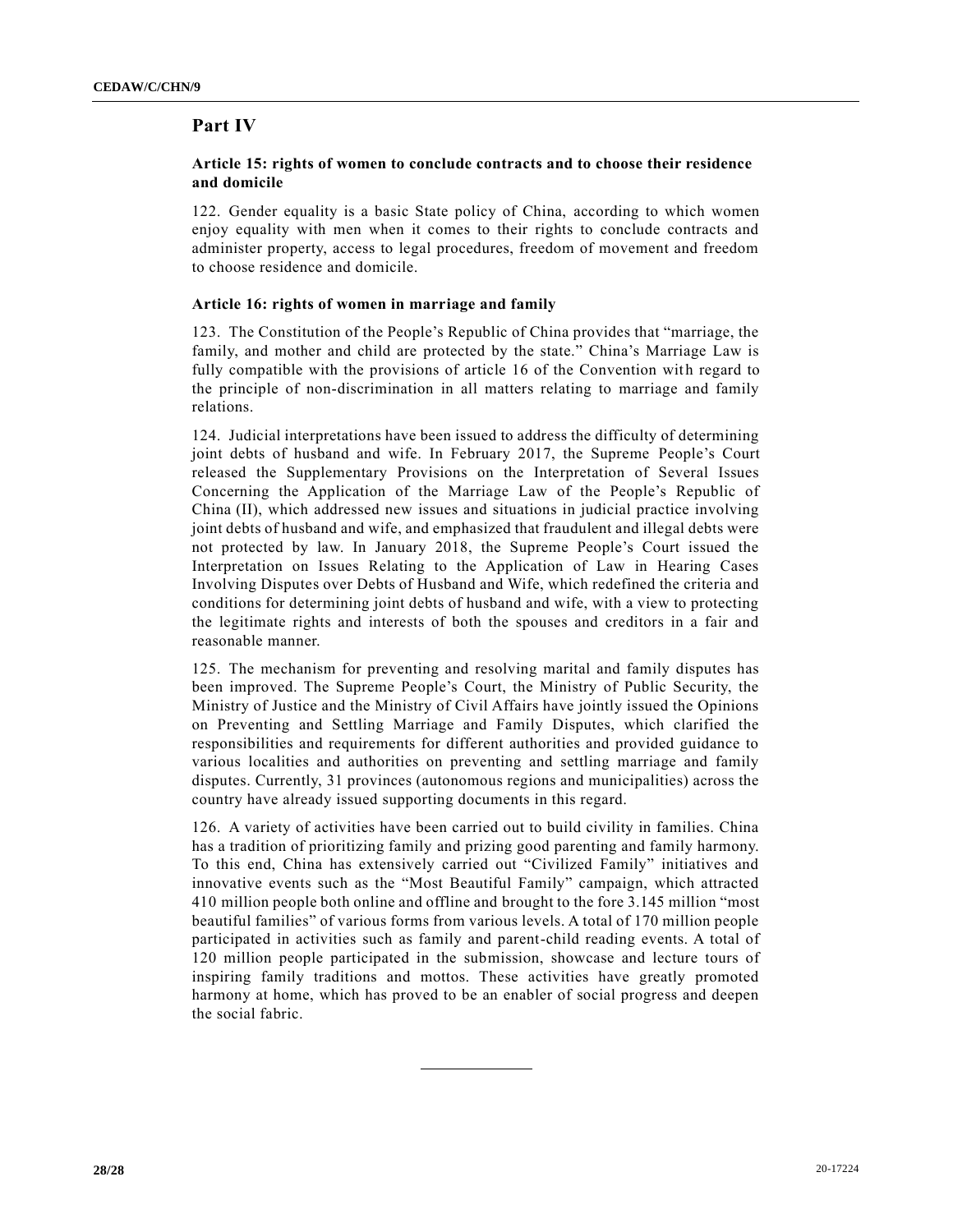## Part IV

### Article 15: rights of women to conclude contracts and to choose their residence and domicile

122. Gender equality is a basic State policy of China, according to which women enjoy equality with men when it comes to their rights to conclude contracts and administer property, access to legal procedures, freedom of movement and freedom to choose residence and domicile.

### Article 16: rights of women in marriage and family

123. The Constitution of the People's Republic of China provides that "marriage, the family, and mother and child are protected by the state." China's Marriage Law is fully compatible with the provisions of article 16 of the Convention with regard to the principle of non-discrimination in all matters relating to marriage and family relations.

124. Judicial interpretations have been issued to address the difficulty of determining joint debts of husband and wife. In February 2017, the Supreme People's Court released the Supplementary Provisions on the Interpretation of Several Issues Concerning the Application of the Marriage Law of the People's Republic of China (II), which addressed new issues and situations in judicial practice involving joint debts of husband and wife, and emphasized that fraudulent and illegal debts were not protected by law. In January 2018, the Supreme People's Court issued the Interpretation on Issues Relating to the Application of Law in Hearing Cases Involving Disputes over Debts of Husband and Wife, which redefined the criteria and conditions for determining joint debts of husband and wife, with a view to protecting the legitimate rights and interests of both the spouses and creditors in a fair and reasonable manner.

125. The mechanism for preventing and resolving marital and family disputes has been improved. The Supreme People's Court, the Ministry of Public Security, the Ministry of Justice and the Ministry of Civil Affairs have jointly issued the Opinions on Preventing and Settling Marriage and Family Disputes, which clarified the responsibilities and requirements for different authorities and provided guidance to various localities and authorities on preventing and settling marriage and family disputes. Currently, 31 provinces (autonomous regions and municipalities) across the country have already issued supporting documents in this regard.

126. A variety of activities have been carried out to build civility in families. China has a tradition of prioritizing family and prizing good parenting and family harmony. To this end, China has extensively carried out "Civilized Family" initiatives and innovative events such as the "Most Beautiful Family" campaign, which attracted 410 million people both online and offline and brought to the fore 3.145 million "most beautiful families" of various forms from various levels. A total of 170 million people participated in activities such as family and parent-child reading events. A total of 120 million people participated in the submission, showcase and lecture tours of inspiring family traditions and mottos. These activities have greatly promoted harmony at home, which has proved to be an enabler of social progress and deepen the social fabric.